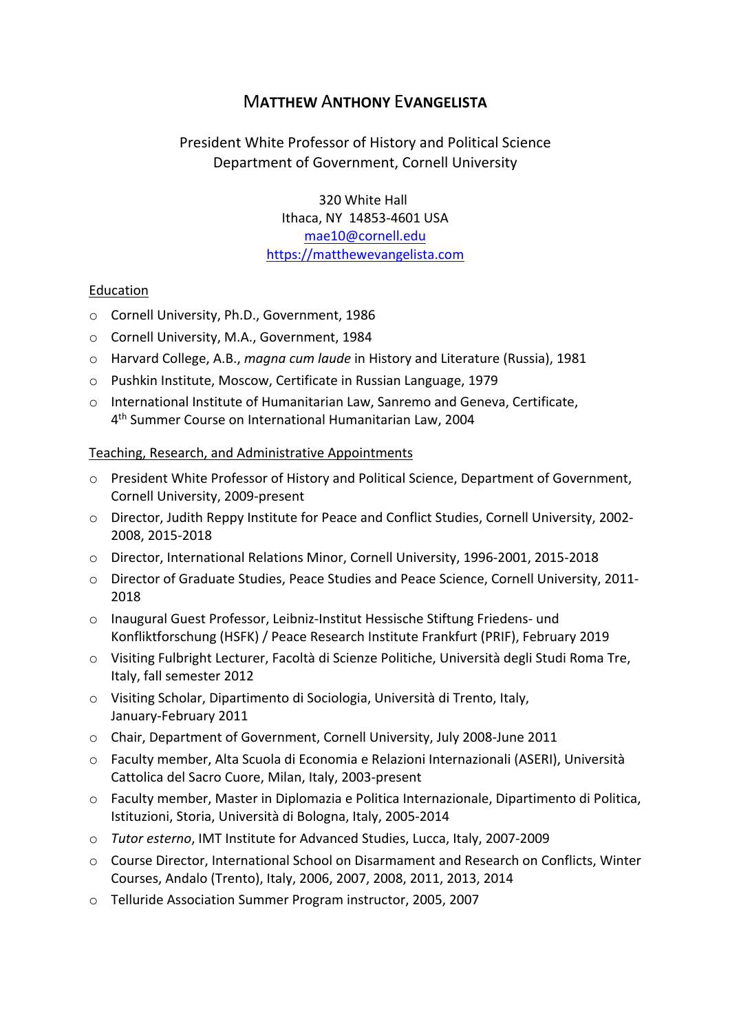# Matthew Anthony Evangelista

President White Professor of History and Political Science
Department of Government, Cornell University

320 White Hall
Ithaca, NY 14853-4601 USA
mae10@cornell.edu
https://matthewevangelista.com

## Education

- Cornell University, Ph.D., Government, 1986
- Cornell University, M.A., Government, 1984
- Harvard College, A.B., *magna cum laude* in History and Literature (Russia), 1981
- Pushkin Institute, Moscow, Certificate in Russian Language, 1979
- International Institute of Humanitarian Law, Sanremo and Geneva, Certificate, 4th Summer Course on International Humanitarian Law, 2004

## Teaching, Research, and Administrative Appointments

- President White Professor of History and Political Science, Department of Government, Cornell University, 2009-present
- Director, Judith Reppy Institute for Peace and Conflict Studies, Cornell University, 2002-2008, 2015-2018
- Director, International Relations Minor, Cornell University, 1996-2001, 2015-2018
- Director of Graduate Studies, Peace Studies and Peace Science, Cornell University, 2011-2018
- Inaugural Guest Professor, Leibniz-Institut Hessische Stiftung Friedens- und Konfliktforschung (HSFK) / Peace Research Institute Frankfurt (PRIF), February 2019
- Visiting Fulbright Lecturer, Facoltà di Scienze Politiche, Università degli Studi Roma Tre, Italy, fall semester 2012
- Visiting Scholar, Dipartimento di Sociologia, Università di Trento, Italy, January-February 2011
- Chair, Department of Government, Cornell University, July 2008-June 2011
- Faculty member, Alta Scuola di Economia e Relazioni Internazionali (ASERI), Università Cattolica del Sacro Cuore, Milan, Italy, 2003-present
- Faculty member, Master in Diplomazia e Politica Internazionale, Dipartimento di Politica, Istituzioni, Storia, Università di Bologna, Italy, 2005-2014
- *Tutor esterno*, IMT Institute for Advanced Studies, Lucca, Italy, 2007-2009
- Course Director, International School on Disarmament and Research on Conflicts, Winter Courses, Andalo (Trento), Italy, 2006, 2007, 2008, 2011, 2013, 2014
- Telluride Association Summer Program instructor, 2005, 2007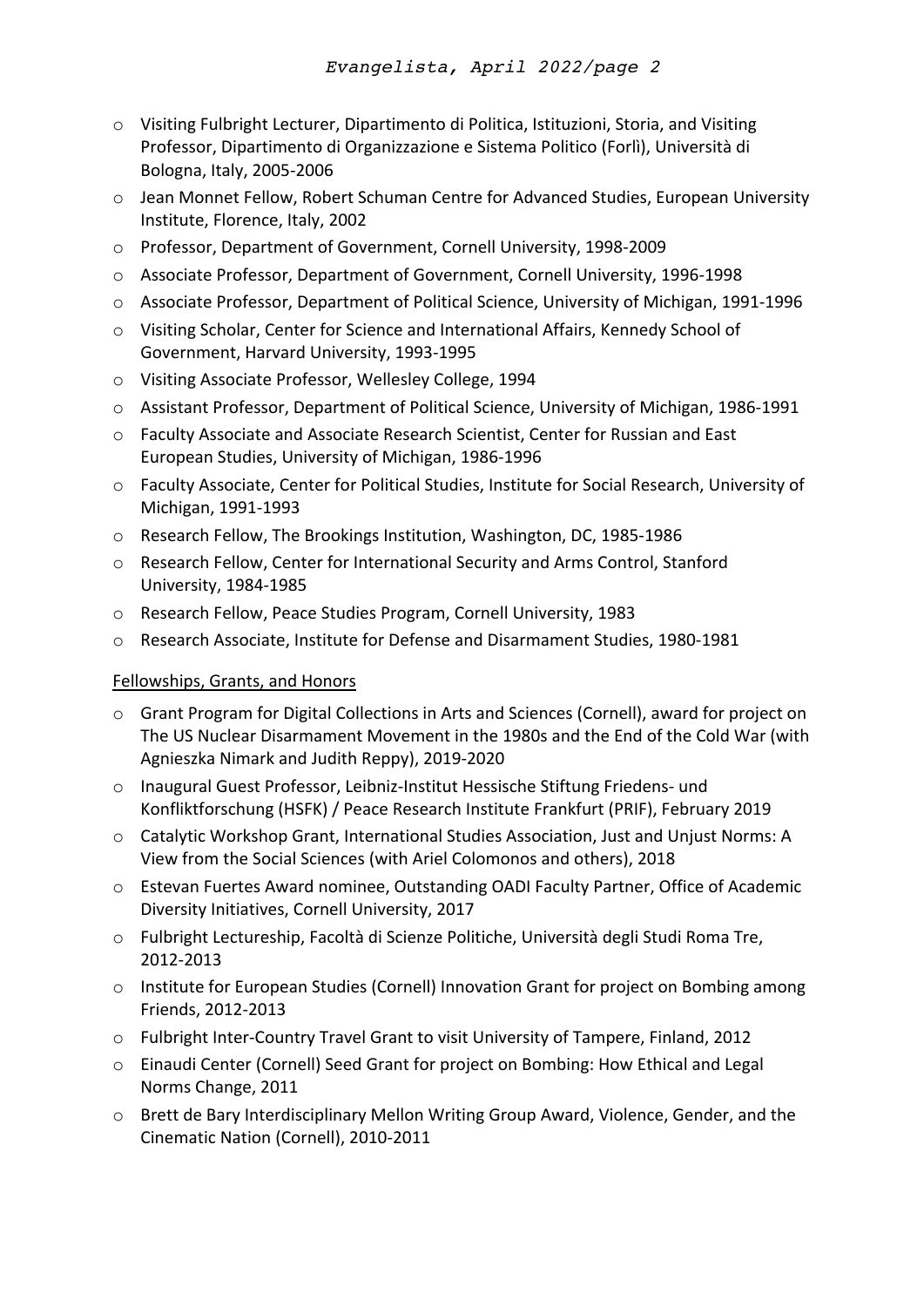- Visiting Fulbright Lecturer, Dipartimento di Politica, Istituzioni, Storia, and Visiting Professor, Dipartimento di Organizzazione e Sistema Politico (Forlì), Università di Bologna, Italy, 2005-2006
- Jean Monnet Fellow, Robert Schuman Centre for Advanced Studies, European University Institute, Florence, Italy, 2002
- Professor, Department of Government, Cornell University, 1998-2009
- Associate Professor, Department of Government, Cornell University, 1996-1998
- Associate Professor, Department of Political Science, University of Michigan, 1991-1996
- Visiting Scholar, Center for Science and International Affairs, Kennedy School of Government, Harvard University, 1993-1995
- Visiting Associate Professor, Wellesley College, 1994
- Assistant Professor, Department of Political Science, University of Michigan, 1986-1991
- Faculty Associate and Associate Research Scientist, Center for Russian and East European Studies, University of Michigan, 1986-1996
- Faculty Associate, Center for Political Studies, Institute for Social Research, University of Michigan, 1991-1993
- Research Fellow, The Brookings Institution, Washington, DC, 1985-1986
- Research Fellow, Center for International Security and Arms Control, Stanford University, 1984-1985
- Research Fellow, Peace Studies Program, Cornell University, 1983
- Research Associate, Institute for Defense and Disarmament Studies, 1980-1981

## Fellowships, Grants, and Honors

- Grant Program for Digital Collections in Arts and Sciences (Cornell), award for project on The US Nuclear Disarmament Movement in the 1980s and the End of the Cold War (with Agnieszka Nimark and Judith Reppy), 2019-2020
- Inaugural Guest Professor, Leibniz-Institut Hessische Stiftung Friedens- und Konfliktforschung (HSFK) / Peace Research Institute Frankfurt (PRIF), February 2019
- Catalytic Workshop Grant, International Studies Association, Just and Unjust Norms: A View from the Social Sciences (with Ariel Colomonos and others), 2018
- Estevan Fuertes Award nominee, Outstanding OADI Faculty Partner, Office of Academic Diversity Initiatives, Cornell University, 2017
- Fulbright Lectureship, Facoltà di Scienze Politiche, Università degli Studi Roma Tre, 2012-2013
- Institute for European Studies (Cornell) Innovation Grant for project on Bombing among Friends, 2012-2013
- Fulbright Inter-Country Travel Grant to visit University of Tampere, Finland, 2012
- Einaudi Center (Cornell) Seed Grant for project on Bombing: How Ethical and Legal Norms Change, 2011
- Brett de Bary Interdisciplinary Mellon Writing Group Award, Violence, Gender, and the Cinematic Nation (Cornell), 2010-2011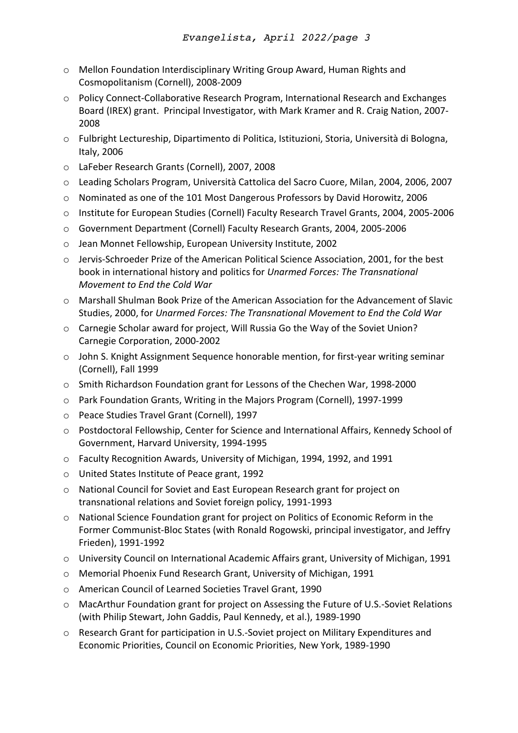- Mellon Foundation Interdisciplinary Writing Group Award, Human Rights and Cosmopolitanism (Cornell), 2008-2009
- Policy Connect-Collaborative Research Program, International Research and Exchanges Board (IREX) grant. Principal Investigator, with Mark Kramer and R. Craig Nation, 2007-2008
- Fulbright Lectureship, Dipartimento di Politica, Istituzioni, Storia, Università di Bologna, Italy, 2006
- LaFeber Research Grants (Cornell), 2007, 2008
- Leading Scholars Program, Università Cattolica del Sacro Cuore, Milan, 2004, 2006, 2007
- Nominated as one of the 101 Most Dangerous Professors by David Horowitz, 2006
- Institute for European Studies (Cornell) Faculty Research Travel Grants, 2004, 2005-2006
- Government Department (Cornell) Faculty Research Grants, 2004, 2005-2006
- Jean Monnet Fellowship, European University Institute, 2002
- Jervis-Schroeder Prize of the American Political Science Association, 2001, for the best book in international history and politics for *Unarmed Forces: The Transnational Movement to End the Cold War*
- Marshall Shulman Book Prize of the American Association for the Advancement of Slavic Studies, 2000, for *Unarmed Forces: The Transnational Movement to End the Cold War*
- Carnegie Scholar award for project, Will Russia Go the Way of the Soviet Union? Carnegie Corporation, 2000-2002
- John S. Knight Assignment Sequence honorable mention, for first-year writing seminar (Cornell), Fall 1999
- Smith Richardson Foundation grant for Lessons of the Chechen War, 1998-2000
- Park Foundation Grants, Writing in the Majors Program (Cornell), 1997-1999
- Peace Studies Travel Grant (Cornell), 1997
- Postdoctoral Fellowship, Center for Science and International Affairs, Kennedy School of Government, Harvard University, 1994-1995
- Faculty Recognition Awards, University of Michigan, 1994, 1992, and 1991
- United States Institute of Peace grant, 1992
- National Council for Soviet and East European Research grant for project on transnational relations and Soviet foreign policy, 1991-1993
- National Science Foundation grant for project on Politics of Economic Reform in the Former Communist-Bloc States (with Ronald Rogowski, principal investigator, and Jeffry Frieden), 1991-1992
- University Council on International Academic Affairs grant, University of Michigan, 1991
- Memorial Phoenix Fund Research Grant, University of Michigan, 1991
- American Council of Learned Societies Travel Grant, 1990
- MacArthur Foundation grant for project on Assessing the Future of U.S.-Soviet Relations (with Philip Stewart, John Gaddis, Paul Kennedy, et al.), 1989-1990
- Research Grant for participation in U.S.-Soviet project on Military Expenditures and Economic Priorities, Council on Economic Priorities, New York, 1989-1990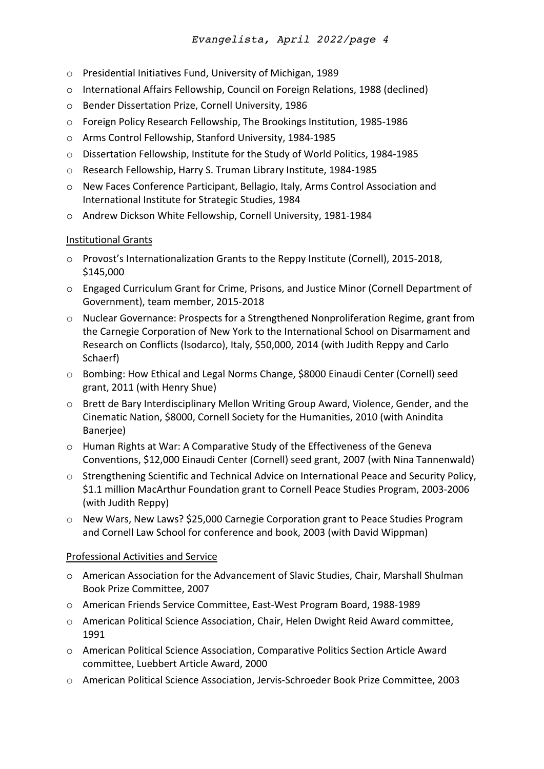- Presidential Initiatives Fund, University of Michigan, 1989
- International Affairs Fellowship, Council on Foreign Relations, 1988 (declined)
- Bender Dissertation Prize, Cornell University, 1986
- Foreign Policy Research Fellowship, The Brookings Institution, 1985-1986
- Arms Control Fellowship, Stanford University, 1984-1985
- Dissertation Fellowship, Institute for the Study of World Politics, 1984-1985
- Research Fellowship, Harry S. Truman Library Institute, 1984-1985
- New Faces Conference Participant, Bellagio, Italy, Arms Control Association and International Institute for Strategic Studies, 1984
- Andrew Dickson White Fellowship, Cornell University, 1981-1984

Institutional Grants

- Provost's Internationalization Grants to the Reppy Institute (Cornell), 2015-2018, $145,000
- Engaged Curriculum Grant for Crime, Prisons, and Justice Minor (Cornell Department of Government), team member, 2015-2018
- Nuclear Governance: Prospects for a Strengthened Nonproliferation Regime, grant from the Carnegie Corporation of New York to the International School on Disarmament and Research on Conflicts (Isodarco), Italy, $50,000, 2014 (with Judith Reppy and Carlo Schaerf)
- Bombing: How Ethical and Legal Norms Change, $8000 Einaudi Center (Cornell) seed grant, 2011 (with Henry Shue)
- Brett de Bary Interdisciplinary Mellon Writing Group Award, Violence, Gender, and the Cinematic Nation, $8000, Cornell Society for the Humanities, 2010 (with Anindita Banerjee)
- Human Rights at War: A Comparative Study of the Effectiveness of the Geneva Conventions, $12,000 Einaudi Center (Cornell) seed grant, 2007 (with Nina Tannenwald)
- Strengthening Scientific and Technical Advice on International Peace and Security Policy, $1.1 million MacArthur Foundation grant to Cornell Peace Studies Program, 2003-2006 (with Judith Reppy)
- New Wars, New Laws? $25,000 Carnegie Corporation grant to Peace Studies Program and Cornell Law School for conference and book, 2003 (with David Wippman)

Professional Activities and Service

- American Association for the Advancement of Slavic Studies, Chair, Marshall Shulman Book Prize Committee, 2007
- American Friends Service Committee, East-West Program Board, 1988-1989
- American Political Science Association, Chair, Helen Dwight Reid Award committee, 1991
- American Political Science Association, Comparative Politics Section Article Award committee, Luebbert Article Award, 2000
- American Political Science Association, Jervis-Schroeder Book Prize Committee, 2003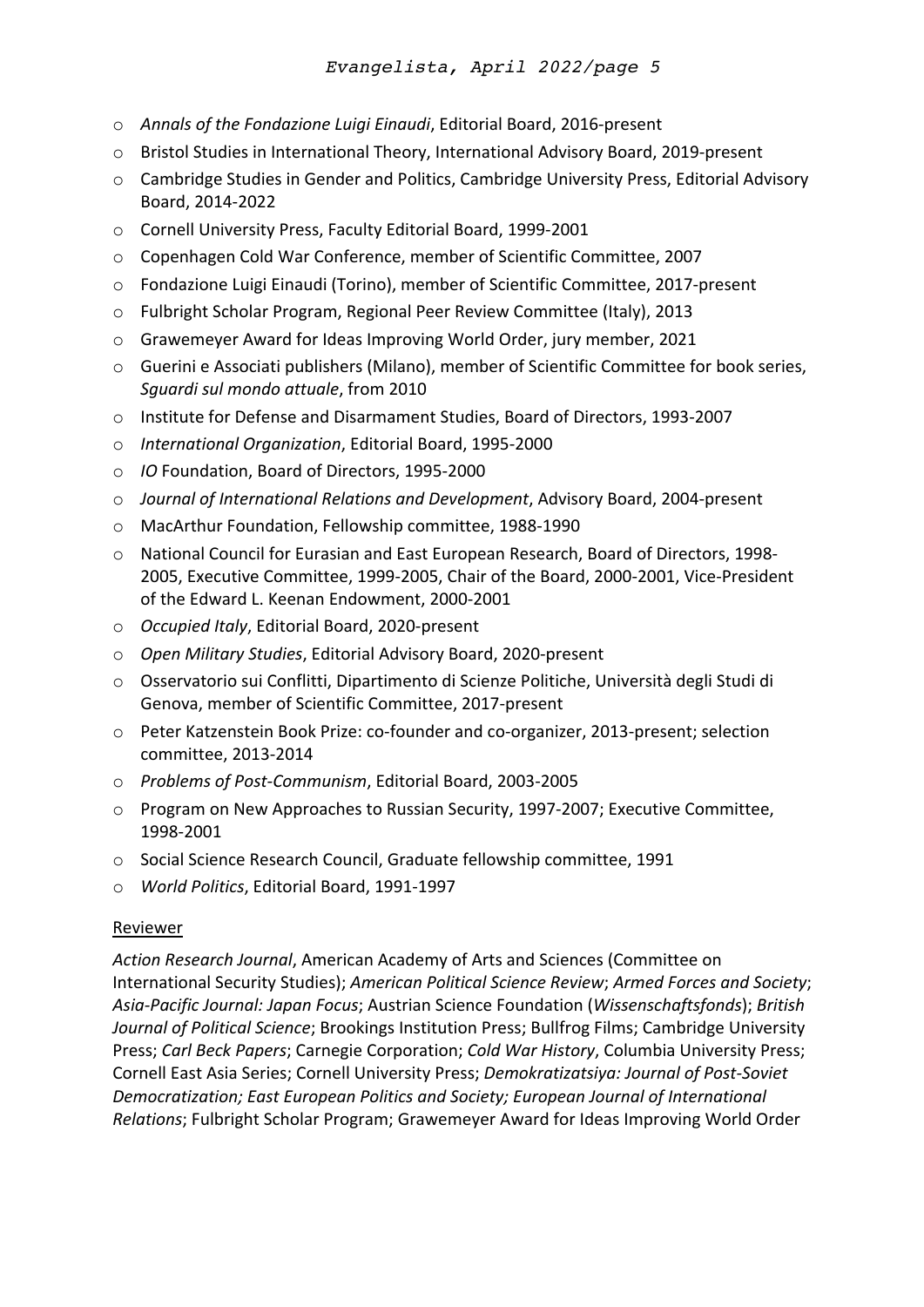- *Annals of the Fondazione Luigi Einaudi*, Editorial Board, 2016-present
- Bristol Studies in International Theory, International Advisory Board, 2019-present
- Cambridge Studies in Gender and Politics, Cambridge University Press, Editorial Advisory Board, 2014-2022
- Cornell University Press, Faculty Editorial Board, 1999-2001
- Copenhagen Cold War Conference, member of Scientific Committee, 2007
- Fondazione Luigi Einaudi (Torino), member of Scientific Committee, 2017-present
- Fulbright Scholar Program, Regional Peer Review Committee (Italy), 2013
- Grawemeyer Award for Ideas Improving World Order, jury member, 2021
- Guerini e Associati publishers (Milano), member of Scientific Committee for book series, *Sguardi sul mondo attuale*, from 2010
- Institute for Defense and Disarmament Studies, Board of Directors, 1993-2007
- *International Organization*, Editorial Board, 1995-2000
- *IO* Foundation, Board of Directors, 1995-2000
- *Journal of International Relations and Development*, Advisory Board, 2004-present
- MacArthur Foundation, Fellowship committee, 1988-1990
- National Council for Eurasian and East European Research, Board of Directors, 1998-2005, Executive Committee, 1999-2005, Chair of the Board, 2000-2001, Vice-President of the Edward L. Keenan Endowment, 2000-2001
- *Occupied Italy*, Editorial Board, 2020-present
- *Open Military Studies*, Editorial Advisory Board, 2020-present
- Osservatorio sui Conflitti, Dipartimento di Scienze Politiche, Università degli Studi di Genova, member of Scientific Committee, 2017-present
- Peter Katzenstein Book Prize: co-founder and co-organizer, 2013-present; selection committee, 2013-2014
- *Problems of Post-Communism*, Editorial Board, 2003-2005
- Program on New Approaches to Russian Security, 1997-2007; Executive Committee, 1998-2001
- Social Science Research Council, Graduate fellowship committee, 1991
- *World Politics*, Editorial Board, 1991-1997

<u>Reviewer</u>

*Action Research Journal*, American Academy of Arts and Sciences (Committee on International Security Studies); *American Political Science Review*; *Armed Forces and Society*; *Asia-Pacific Journal: Japan Focus*; Austrian Science Foundation (*Wissenschaftsfonds*); *British Journal of Political Science*; Brookings Institution Press; Bullfrog Films; Cambridge University Press; *Carl Beck Papers*; Carnegie Corporation; *Cold War History*, Columbia University Press; Cornell East Asia Series; Cornell University Press; *Demokratizatsiya: Journal of Post-Soviet Democratization; East European Politics and Society; European Journal of International Relations*; Fulbright Scholar Program; Grawemeyer Award for Ideas Improving World Order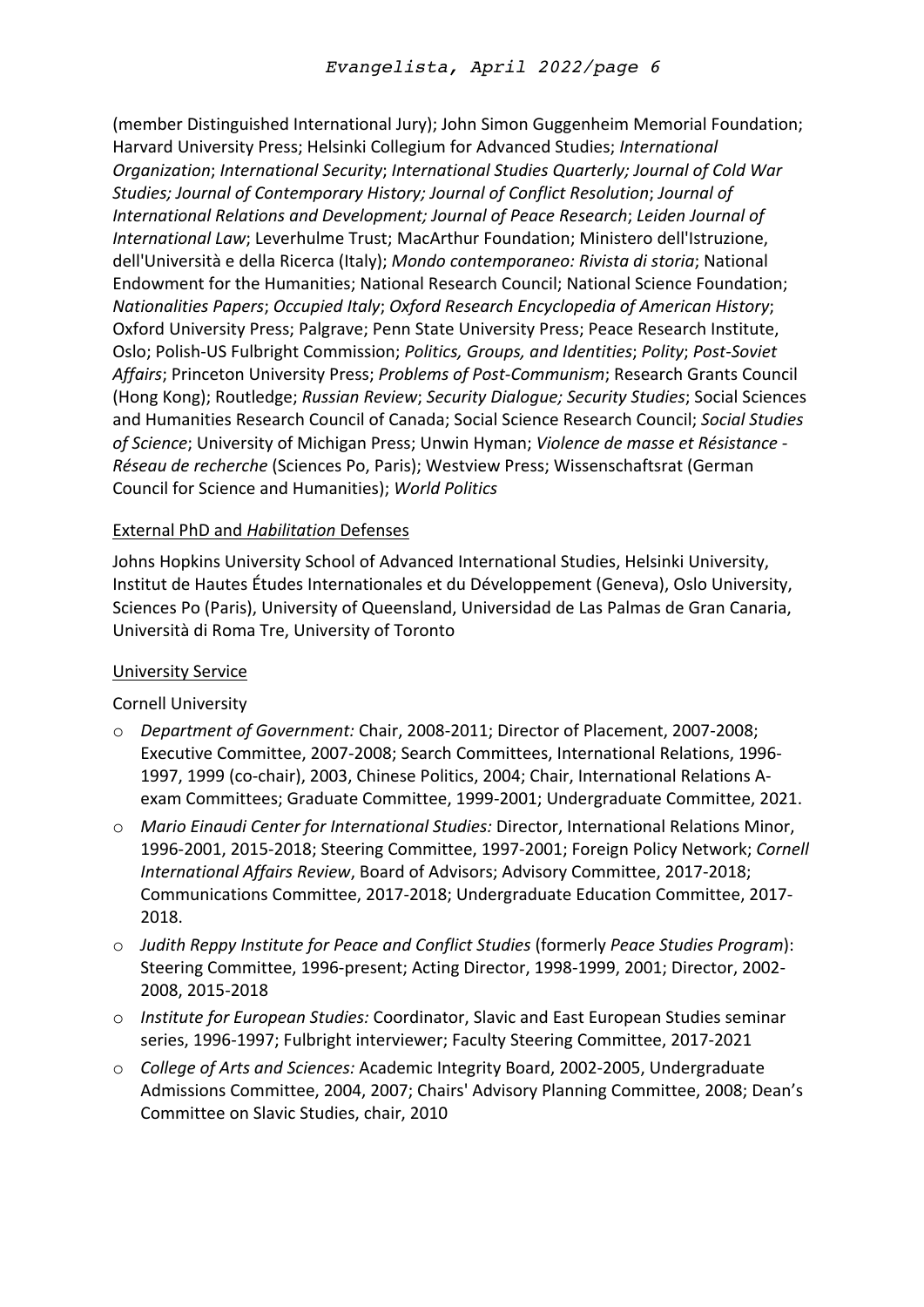(member Distinguished International Jury); John Simon Guggenheim Memorial Foundation; Harvard University Press; Helsinki Collegium for Advanced Studies; *International Organization*; *International Security*; *International Studies Quarterly; Journal of Cold War Studies; Journal of Contemporary History; Journal of Conflict Resolution*; *Journal of International Relations and Development; Journal of Peace Research*; *Leiden Journal of International Law*; Leverhulme Trust; MacArthur Foundation; Ministero dell'Istruzione, dell'Università e della Ricerca (Italy); *Mondo contemporaneo: Rivista di storia*; National Endowment for the Humanities; National Research Council; National Science Foundation; *Nationalities Papers*; *Occupied Italy*; *Oxford Research Encyclopedia of American History*; Oxford University Press; Palgrave; Penn State University Press; Peace Research Institute, Oslo; Polish-US Fulbright Commission; *Politics, Groups, and Identities*; *Polity*; *Post-Soviet Affairs*; Princeton University Press; *Problems of Post-Communism*; Research Grants Council (Hong Kong); Routledge; *Russian Review*; *Security Dialogue; Security Studies*; Social Sciences and Humanities Research Council of Canada; Social Science Research Council; *Social Studies of Science*; University of Michigan Press; Unwin Hyman; *Violence de masse et Résistance - Réseau de recherche* (Sciences Po, Paris); Westview Press; Wissenschaftsrat (German Council for Science and Humanities); *World Politics*

## External PhD and *Habilitation* Defenses

Johns Hopkins University School of Advanced International Studies, Helsinki University, Institut de Hautes Études Internationales et du Développement (Geneva), Oslo University, Sciences Po (Paris), University of Queensland, Universidad de Las Palmas de Gran Canaria, Università di Roma Tre, University of Toronto

## University Service

Cornell University

- *Department of Government:* Chair, 2008-2011; Director of Placement, 2007-2008; Executive Committee, 2007-2008; Search Committees, International Relations, 1996-1997, 1999 (co-chair), 2003, Chinese Politics, 2004; Chair, International Relations A-exam Committees; Graduate Committee, 1999-2001; Undergraduate Committee, 2021.
- *Mario Einaudi Center for International Studies:* Director, International Relations Minor, 1996-2001, 2015-2018; Steering Committee, 1997-2001; Foreign Policy Network; *Cornell International Affairs Review*, Board of Advisors; Advisory Committee, 2017-2018; Communications Committee, 2017-2018; Undergraduate Education Committee, 2017-2018.
- *Judith Reppy Institute for Peace and Conflict Studies* (formerly *Peace Studies Program*): Steering Committee, 1996-present; Acting Director, 1998-1999, 2001; Director, 2002-2008, 2015-2018
- *Institute for European Studies:* Coordinator, Slavic and East European Studies seminar series, 1996-1997; Fulbright interviewer; Faculty Steering Committee, 2017-2021
- *College of Arts and Sciences:* Academic Integrity Board, 2002-2005, Undergraduate Admissions Committee, 2004, 2007; Chairs' Advisory Planning Committee, 2008; Dean's Committee on Slavic Studies, chair, 2010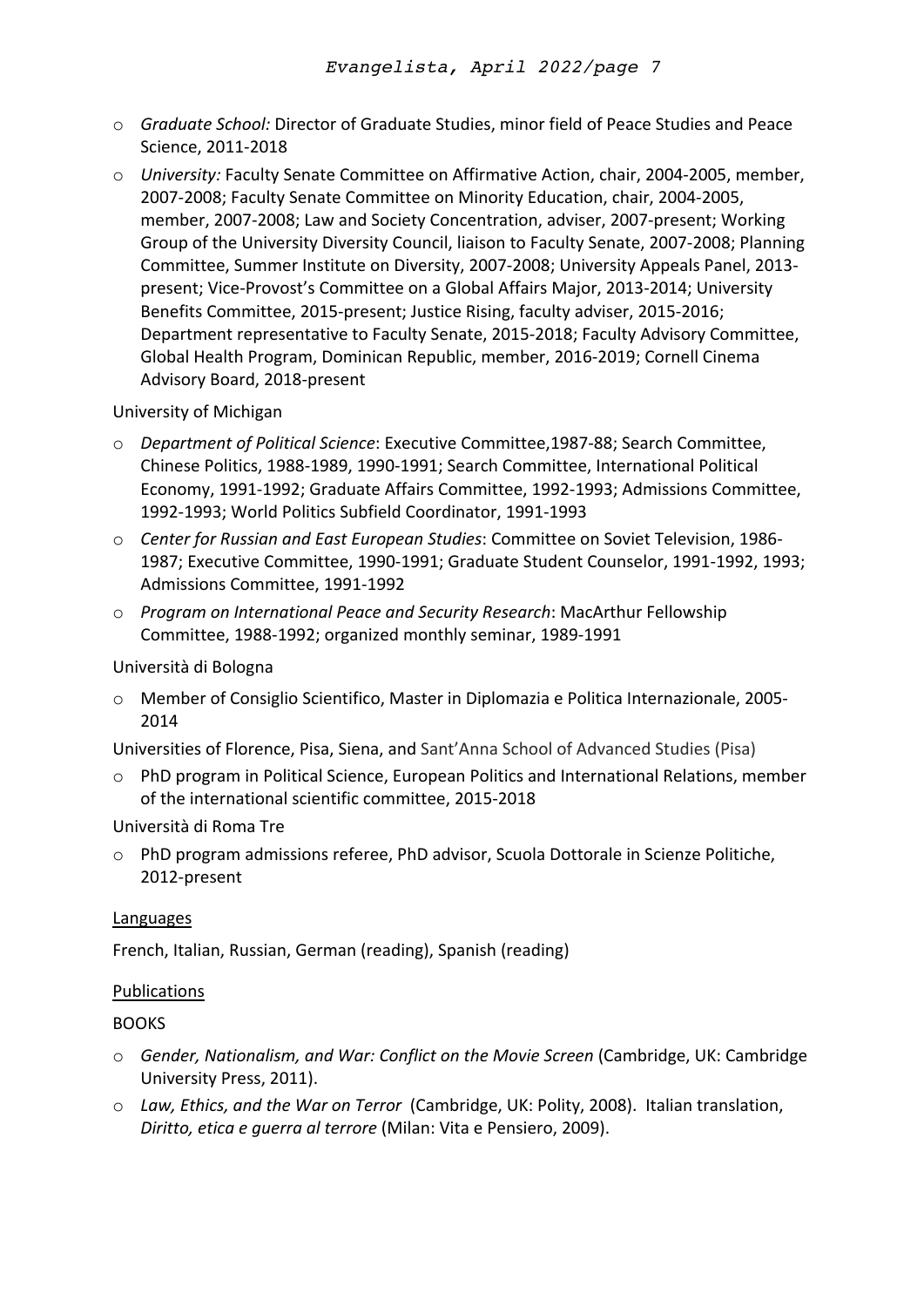- *Graduate School:* Director of Graduate Studies, minor field of Peace Studies and Peace Science, 2011-2018
- *University:* Faculty Senate Committee on Affirmative Action, chair, 2004-2005, member, 2007-2008; Faculty Senate Committee on Minority Education, chair, 2004-2005, member, 2007-2008; Law and Society Concentration, adviser, 2007-present; Working Group of the University Diversity Council, liaison to Faculty Senate, 2007-2008; Planning Committee, Summer Institute on Diversity, 2007-2008; University Appeals Panel, 2013-present; Vice-Provost's Committee on a Global Affairs Major, 2013-2014; University Benefits Committee, 2015-present; Justice Rising, faculty adviser, 2015-2016; Department representative to Faculty Senate, 2015-2018; Faculty Advisory Committee, Global Health Program, Dominican Republic, member, 2016-2019; Cornell Cinema Advisory Board, 2018-present

University of Michigan

- *Department of Political Science*: Executive Committee,1987-88; Search Committee, Chinese Politics, 1988-1989, 1990-1991; Search Committee, International Political Economy, 1991-1992; Graduate Affairs Committee, 1992-1993; Admissions Committee, 1992-1993; World Politics Subfield Coordinator, 1991-1993
- *Center for Russian and East European Studies*: Committee on Soviet Television, 1986-1987; Executive Committee, 1990-1991; Graduate Student Counselor, 1991-1992, 1993; Admissions Committee, 1991-1992
- *Program on International Peace and Security Research*: MacArthur Fellowship Committee, 1988-1992; organized monthly seminar, 1989-1991

Università di Bologna

- Member of Consiglio Scientifico, Master in Diplomazia e Politica Internazionale, 2005-2014

Universities of Florence, Pisa, Siena, and Sant'Anna School of Advanced Studies (Pisa)

- PhD program in Political Science, European Politics and International Relations, member of the international scientific committee, 2015-2018

Università di Roma Tre

- PhD program admissions referee, PhD advisor, Scuola Dottorale in Scienze Politiche, 2012-present

## Languages

French, Italian, Russian, German (reading), Spanish (reading)

## Publications

BOOKS

- *Gender, Nationalism, and War: Conflict on the Movie Screen* (Cambridge, UK: Cambridge University Press, 2011).
- *Law, Ethics, and the War on Terror* (Cambridge, UK: Polity, 2008). Italian translation, *Diritto, etica e guerra al terrore* (Milan: Vita e Pensiero, 2009).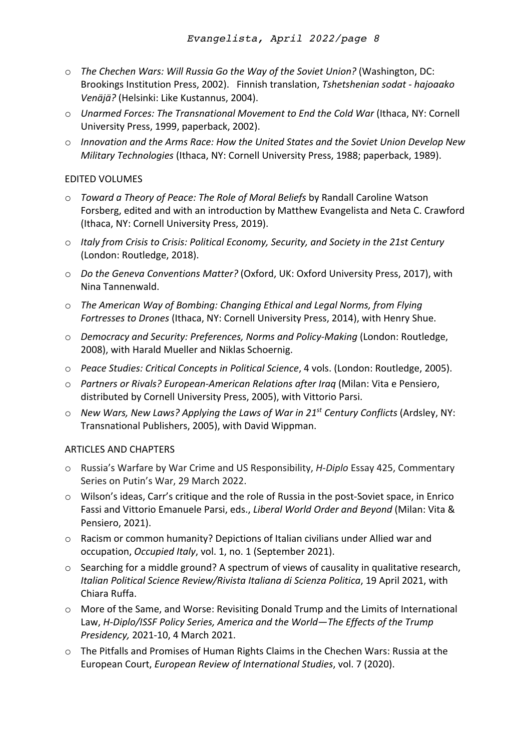- *The Chechen Wars: Will Russia Go the Way of the Soviet Union?* (Washington, DC: Brookings Institution Press, 2002). Finnish translation, *Tshetshenian sodat - hajoaako Venäjä?* (Helsinki: Like Kustannus, 2004).
- *Unarmed Forces: The Transnational Movement to End the Cold War* (Ithaca, NY: Cornell University Press, 1999, paperback, 2002).
- *Innovation and the Arms Race: How the United States and the Soviet Union Develop New Military Technologies* (Ithaca, NY: Cornell University Press, 1988; paperback, 1989).

EDITED VOLUMES

- *Toward a Theory of Peace: The Role of Moral Beliefs* by Randall Caroline Watson Forsberg, edited and with an introduction by Matthew Evangelista and Neta C. Crawford (Ithaca, NY: Cornell University Press, 2019).
- *Italy from Crisis to Crisis: Political Economy, Security, and Society in the 21st Century* (London: Routledge, 2018).
- *Do the Geneva Conventions Matter?* (Oxford, UK: Oxford University Press, 2017), with Nina Tannenwald.
- *The American Way of Bombing: Changing Ethical and Legal Norms, from Flying Fortresses to Drones* (Ithaca, NY: Cornell University Press, 2014), with Henry Shue.
- *Democracy and Security: Preferences, Norms and Policy-Making* (London: Routledge, 2008), with Harald Mueller and Niklas Schoernig.
- *Peace Studies: Critical Concepts in Political Science*, 4 vols. (London: Routledge, 2005).
- *Partners or Rivals? European-American Relations after Iraq* (Milan: Vita e Pensiero, distributed by Cornell University Press, 2005), with Vittorio Parsi.
- *New Wars, New Laws? Applying the Laws of War in 21st Century Conflicts* (Ardsley, NY: Transnational Publishers, 2005), with David Wippman.

ARTICLES AND CHAPTERS

- Russia's Warfare by War Crime and US Responsibility, *H-Diplo* Essay 425, Commentary Series on Putin's War, 29 March 2022.
- Wilson's ideas, Carr's critique and the role of Russia in the post-Soviet space, in Enrico Fassi and Vittorio Emanuele Parsi, eds., *Liberal World Order and Beyond* (Milan: Vita & Pensiero, 2021).
- Racism or common humanity? Depictions of Italian civilians under Allied war and occupation, *Occupied Italy*, vol. 1, no. 1 (September 2021).
- Searching for a middle ground? A spectrum of views of causality in qualitative research, *Italian Political Science Review/Rivista Italiana di Scienza Politica*, 19 April 2021, with Chiara Ruffa.
- More of the Same, and Worse: Revisiting Donald Trump and the Limits of International Law, *H-Diplo/ISSF Policy Series, America and the World—The Effects of the Trump Presidency,* 2021-10, 4 March 2021.
- The Pitfalls and Promises of Human Rights Claims in the Chechen Wars: Russia at the European Court, *European Review of International Studies*, vol. 7 (2020).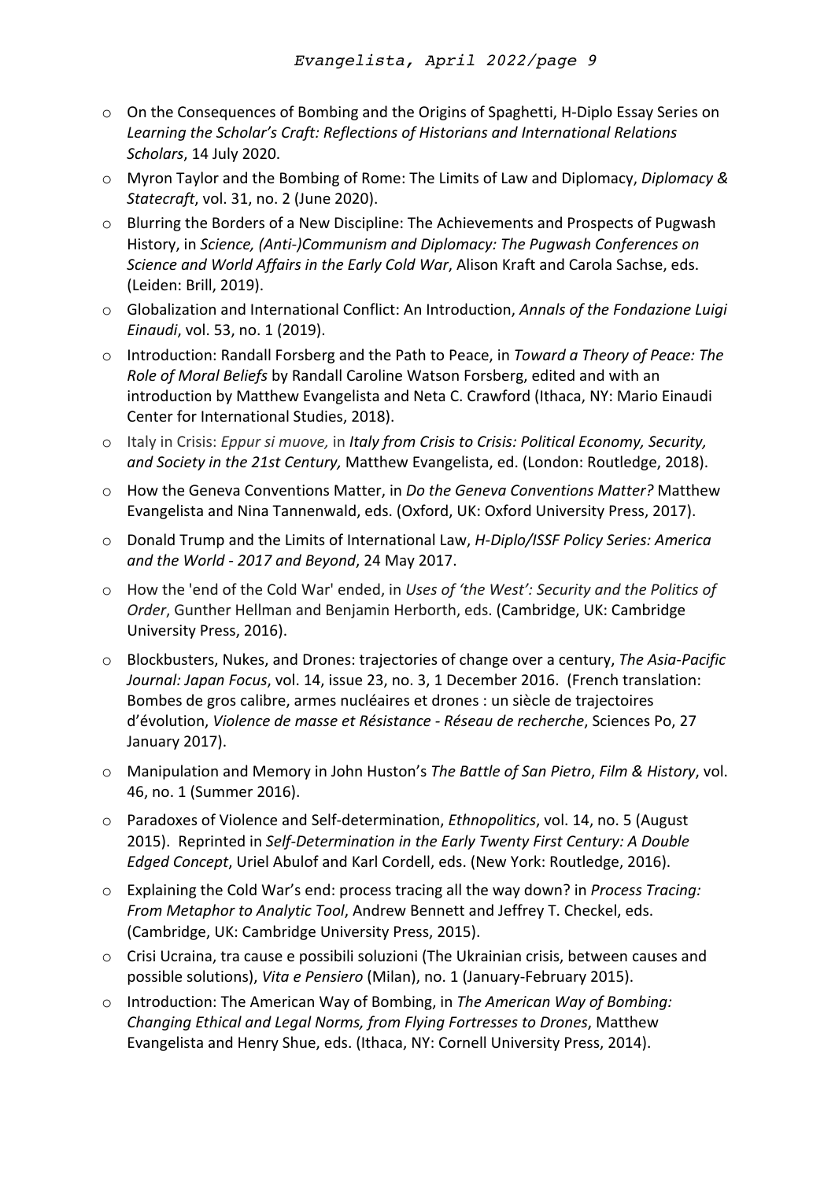- On the Consequences of Bombing and the Origins of Spaghetti, H-Diplo Essay Series on *Learning the Scholar's Craft: Reflections of Historians and International Relations Scholars*, 14 July 2020.
- Myron Taylor and the Bombing of Rome: The Limits of Law and Diplomacy, *Diplomacy & Statecraft*, vol. 31, no. 2 (June 2020).
- Blurring the Borders of a New Discipline: The Achievements and Prospects of Pugwash History, in *Science, (Anti-)Communism and Diplomacy: The Pugwash Conferences on Science and World Affairs in the Early Cold War*, Alison Kraft and Carola Sachse, eds. (Leiden: Brill, 2019).
- Globalization and International Conflict: An Introduction, *Annals of the Fondazione Luigi Einaudi*, vol. 53, no. 1 (2019).
- Introduction: Randall Forsberg and the Path to Peace, in *Toward a Theory of Peace: The Role of Moral Beliefs* by Randall Caroline Watson Forsberg, edited and with an introduction by Matthew Evangelista and Neta C. Crawford (Ithaca, NY: Mario Einaudi Center for International Studies, 2018).
- Italy in Crisis: *Eppur si muove,* in ***Italy from Crisis to Crisis: Political Economy, Security, and Society in the 21st Century,*** Matthew Evangelista, ed. (London: Routledge, 2018).
- How the Geneva Conventions Matter, in *Do the Geneva Conventions Matter?* Matthew Evangelista and Nina Tannenwald, eds. (Oxford, UK: Oxford University Press, 2017).
- Donald Trump and the Limits of International Law, *H-Diplo/ISSF Policy Series: America and the World - 2017 and Beyond*, 24 May 2017.
- How the 'end of the Cold War' ended, in *Uses of 'the West': Security and the Politics of Order*, Gunther Hellman and Benjamin Herborth, eds. (Cambridge, UK: Cambridge University Press, 2016).
- Blockbusters, Nukes, and Drones: trajectories of change over a century, *The Asia-Pacific Journal: Japan Focus*, vol. 14, issue 23, no. 3, 1 December 2016. (French translation: Bombes de gros calibre, armes nucléaires et drones : un siècle de trajectoires d'évolution, *Violence de masse et Résistance - Réseau de recherche*, Sciences Po, 27 January 2017).
- Manipulation and Memory in John Huston's *The Battle of San Pietro*, *Film & History*, vol. 46, no. 1 (Summer 2016).
- Paradoxes of Violence and Self-determination, *Ethnopolitics*, vol. 14, no. 5 (August 2015). Reprinted in *Self-Determination in the Early Twenty First Century: A Double Edged Concept*, Uriel Abulof and Karl Cordell, eds. (New York: Routledge, 2016).
- Explaining the Cold War's end: process tracing all the way down? in *Process Tracing: From Metaphor to Analytic Tool*, Andrew Bennett and Jeffrey T. Checkel, eds. (Cambridge, UK: Cambridge University Press, 2015).
- Crisi Ucraina, tra cause e possibili soluzioni (The Ukrainian crisis, between causes and possible solutions), *Vita e Pensiero* (Milan), no. 1 (January-February 2015).
- Introduction: The American Way of Bombing, in *The American Way of Bombing: Changing Ethical and Legal Norms, from Flying Fortresses to Drones*, Matthew Evangelista and Henry Shue, eds. (Ithaca, NY: Cornell University Press, 2014).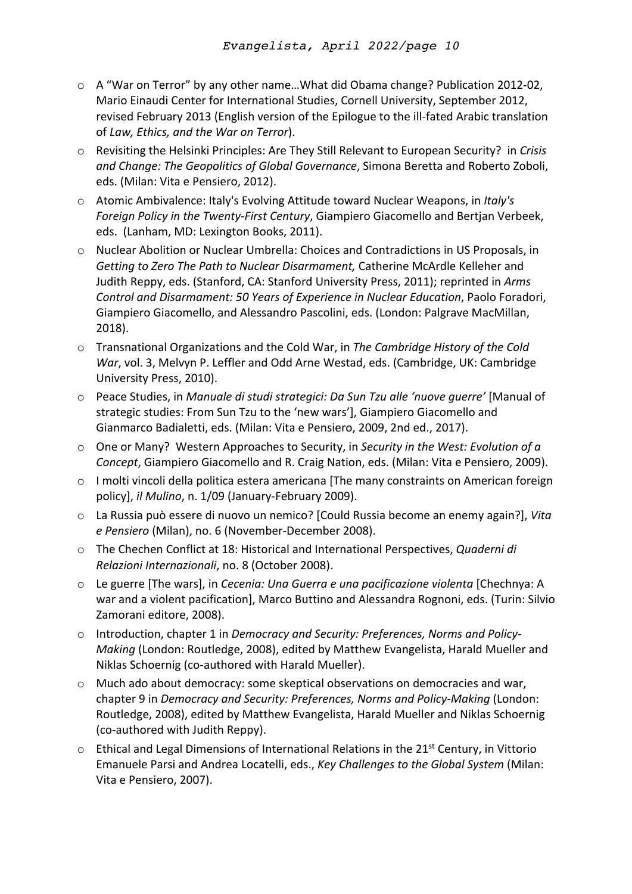- A "War on Terror" by any other name…What did Obama change? Publication 2012-02, Mario Einaudi Center for International Studies, Cornell University, September 2012, revised February 2013 (English version of the Epilogue to the ill-fated Arabic translation of *Law, Ethics, and the War on Terror*).
- Revisiting the Helsinki Principles: Are They Still Relevant to European Security? in *Crisis and Change: The Geopolitics of Global Governance*, Simona Beretta and Roberto Zoboli, eds. (Milan: Vita e Pensiero, 2012).
- Atomic Ambivalence: Italy's Evolving Attitude toward Nuclear Weapons, in *Italy's Foreign Policy in the Twenty-First Century*, Giampiero Giacomello and Bertjan Verbeek, eds. (Lanham, MD: Lexington Books, 2011).
- Nuclear Abolition or Nuclear Umbrella: Choices and Contradictions in US Proposals, in *Getting to Zero The Path to Nuclear Disarmament,* Catherine McArdle Kelleher and Judith Reppy, eds. (Stanford, CA: Stanford University Press, 2011); reprinted in *Arms Control and Disarmament: 50 Years of Experience in Nuclear Education*, Paolo Foradori, Giampiero Giacomello, and Alessandro Pascolini, eds. (London: Palgrave MacMillan, 2018).
- Transnational Organizations and the Cold War, in *The Cambridge History of the Cold War*, vol. 3, Melvyn P. Leffler and Odd Arne Westad, eds. (Cambridge, UK: Cambridge University Press, 2010).
- Peace Studies, in *Manuale di studi strategici: Da Sun Tzu alle 'nuove guerre'* [Manual of strategic studies: From Sun Tzu to the 'new wars'], Giampiero Giacomello and Gianmarco Badialetti, eds. (Milan: Vita e Pensiero, 2009, 2nd ed., 2017).
- One or Many? Western Approaches to Security, in *Security in the West: Evolution of a Concept*, Giampiero Giacomello and R. Craig Nation, eds. (Milan: Vita e Pensiero, 2009).
- I molti vincoli della politica estera americana [The many constraints on American foreign policy], *il Mulino*, n. 1/09 (January-February 2009).
- La Russia può essere di nuovo un nemico? [Could Russia become an enemy again?], *Vita e Pensiero* (Milan), no. 6 (November-December 2008).
- The Chechen Conflict at 18: Historical and International Perspectives, *Quaderni di Relazioni Internazionali*, no. 8 (October 2008).
- Le guerre [The wars], in *Cecenia: Una Guerra e una pacificazione violenta* [Chechnya: A war and a violent pacification], Marco Buttino and Alessandra Rognoni, eds. (Turin: Silvio Zamorani editore, 2008).
- Introduction, chapter 1 in *Democracy and Security: Preferences, Norms and Policy-Making* (London: Routledge, 2008), edited by Matthew Evangelista, Harald Mueller and Niklas Schoernig (co-authored with Harald Mueller).
- Much ado about democracy: some skeptical observations on democracies and war, chapter 9 in *Democracy and Security: Preferences, Norms and Policy-Making* (London: Routledge, 2008), edited by Matthew Evangelista, Harald Mueller and Niklas Schoernig (co-authored with Judith Reppy).
- Ethical and Legal Dimensions of International Relations in the 21st Century, in Vittorio Emanuele Parsi and Andrea Locatelli, eds., *Key Challenges to the Global System* (Milan: Vita e Pensiero, 2007).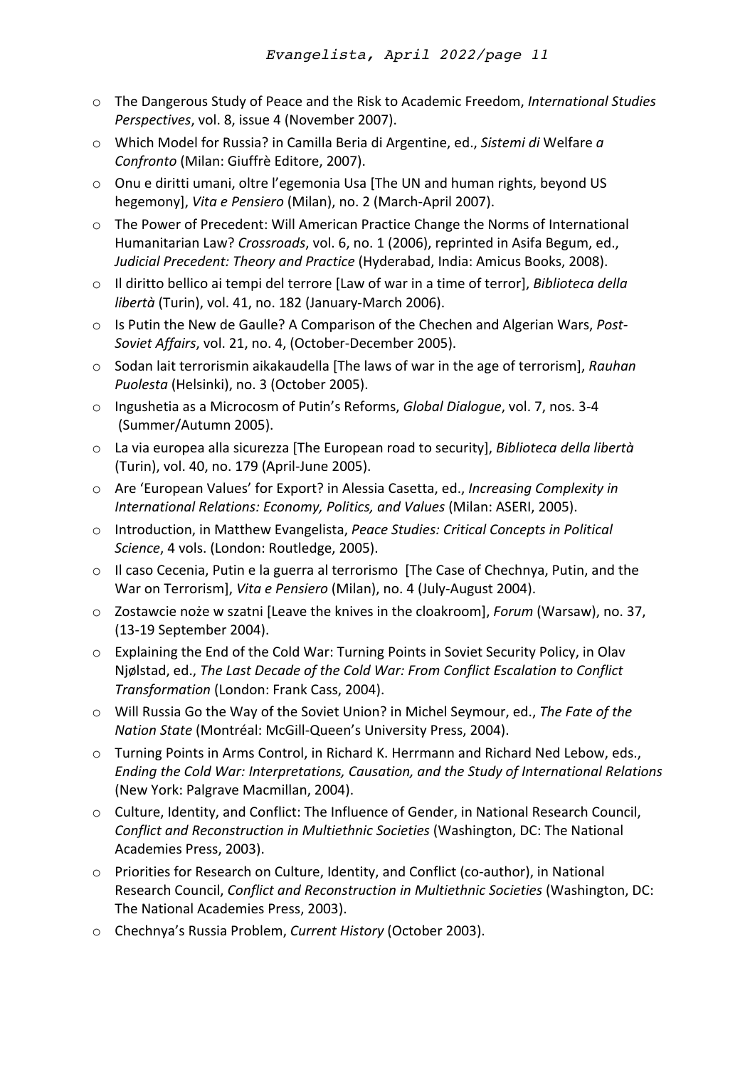- The Dangerous Study of Peace and the Risk to Academic Freedom, *International Studies Perspectives*, vol. 8, issue 4 (November 2007).
- Which Model for Russia? in Camilla Beria di Argentine, ed., *Sistemi di* Welfare *a Confronto* (Milan: Giuffrè Editore, 2007).
- Onu e diritti umani, oltre l'egemonia Usa [The UN and human rights, beyond US hegemony], *Vita e Pensiero* (Milan), no. 2 (March-April 2007).
- The Power of Precedent: Will American Practice Change the Norms of International Humanitarian Law? *Crossroads*, vol. 6, no. 1 (2006), reprinted in Asifa Begum, ed., *Judicial Precedent: Theory and Practice* (Hyderabad, India: Amicus Books, 2008).
- Il diritto bellico ai tempi del terrore [Law of war in a time of terror], *Biblioteca della libertà* (Turin), vol. 41, no. 182 (January-March 2006).
- Is Putin the New de Gaulle? A Comparison of the Chechen and Algerian Wars, *Post-Soviet Affairs*, vol. 21, no. 4, (October-December 2005).
- Sodan lait terrorismin aikakaudella [The laws of war in the age of terrorism], *Rauhan Puolesta* (Helsinki), no. 3 (October 2005).
- Ingushetia as a Microcosm of Putin's Reforms, *Global Dialogue*, vol. 7, nos. 3-4 (Summer/Autumn 2005).
- La via europea alla sicurezza [The European road to security], *Biblioteca della libertà* (Turin), vol. 40, no. 179 (April-June 2005).
- Are 'European Values' for Export? in Alessia Casetta, ed., *Increasing Complexity in International Relations: Economy, Politics, and Values* (Milan: ASERI, 2005).
- Introduction, in Matthew Evangelista, *Peace Studies: Critical Concepts in Political Science*, 4 vols. (London: Routledge, 2005).
- Il caso Cecenia, Putin e la guerra al terrorismo [The Case of Chechnya, Putin, and the War on Terrorism], *Vita e Pensiero* (Milan), no. 4 (July-August 2004).
- Zostawcie noże w szatni [Leave the knives in the cloakroom], *Forum* (Warsaw), no. 37, (13-19 September 2004).
- Explaining the End of the Cold War: Turning Points in Soviet Security Policy, in Olav Njølstad, ed., *The Last Decade of the Cold War: From Conflict Escalation to Conflict Transformation* (London: Frank Cass, 2004).
- Will Russia Go the Way of the Soviet Union? in Michel Seymour, ed., *The Fate of the Nation State* (Montréal: McGill-Queen's University Press, 2004).
- Turning Points in Arms Control, in Richard K. Herrmann and Richard Ned Lebow, eds., *Ending the Cold War: Interpretations, Causation, and the Study of International Relations* (New York: Palgrave Macmillan, 2004).
- Culture, Identity, and Conflict: The Influence of Gender, in National Research Council, *Conflict and Reconstruction in Multiethnic Societies* (Washington, DC: The National Academies Press, 2003).
- Priorities for Research on Culture, Identity, and Conflict (co-author), in National Research Council, *Conflict and Reconstruction in Multiethnic Societies* (Washington, DC: The National Academies Press, 2003).
- Chechnya's Russia Problem, *Current History* (October 2003).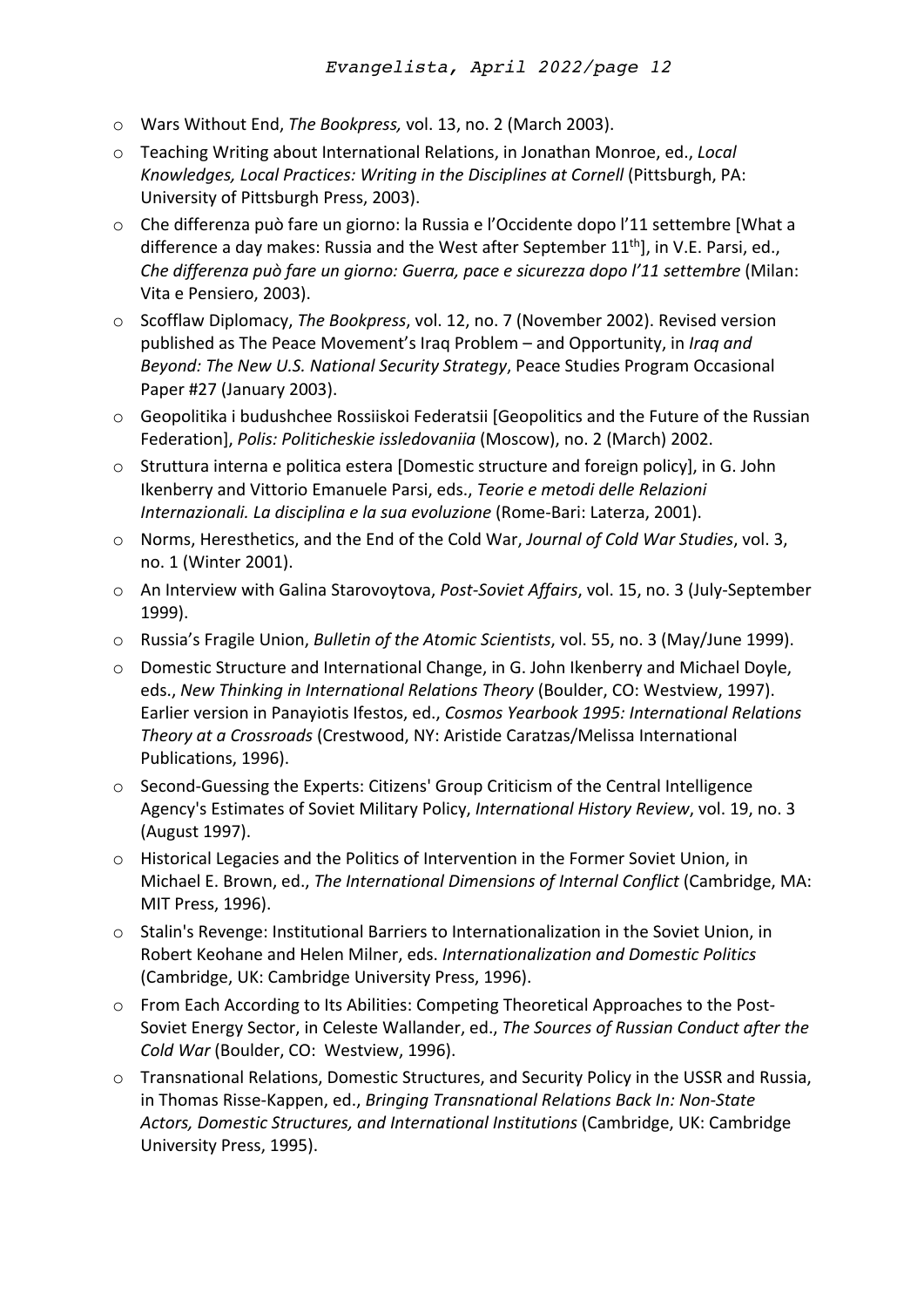- Wars Without End, *The Bookpress,* vol. 13, no. 2 (March 2003).
- Teaching Writing about International Relations, in Jonathan Monroe, ed., *Local Knowledges, Local Practices: Writing in the Disciplines at Cornell* (Pittsburgh, PA: University of Pittsburgh Press, 2003).
- Che differenza può fare un giorno: la Russia e l'Occidente dopo l'11 settembre [What a difference a day makes: Russia and the West after September 11th], in V.E. Parsi, ed., *Che differenza può fare un giorno: Guerra, pace e sicurezza dopo l'11 settembre* (Milan: Vita e Pensiero, 2003).
- Scofflaw Diplomacy, *The Bookpress*, vol. 12, no. 7 (November 2002). Revised version published as The Peace Movement's Iraq Problem – and Opportunity, in *Iraq and Beyond: The New U.S. National Security Strategy*, Peace Studies Program Occasional Paper #27 (January 2003).
- Geopolitika i budushchee Rossiiskoi Federatsii [Geopolitics and the Future of the Russian Federation], *Polis: Politicheskie issledovaniia* (Moscow), no. 2 (March) 2002.
- Struttura interna e politica estera [Domestic structure and foreign policy], in G. John Ikenberry and Vittorio Emanuele Parsi, eds., *Teorie e metodi delle Relazioni Internazionali. La disciplina e la sua evoluzione* (Rome-Bari: Laterza, 2001).
- Norms, Heresthetics, and the End of the Cold War, *Journal of Cold War Studies*, vol. 3, no. 1 (Winter 2001).
- An Interview with Galina Starovoytova, *Post-Soviet Affairs*, vol. 15, no. 3 (July-September 1999).
- Russia's Fragile Union, *Bulletin of the Atomic Scientists*, vol. 55, no. 3 (May/June 1999).
- Domestic Structure and International Change, in G. John Ikenberry and Michael Doyle, eds., *New Thinking in International Relations Theory* (Boulder, CO: Westview, 1997). Earlier version in Panayiotis Ifestos, ed., *Cosmos Yearbook 1995: International Relations Theory at a Crossroads* (Crestwood, NY: Aristide Caratzas/Melissa International Publications, 1996).
- Second-Guessing the Experts: Citizens' Group Criticism of the Central Intelligence Agency's Estimates of Soviet Military Policy, *International History Review*, vol. 19, no. 3 (August 1997).
- Historical Legacies and the Politics of Intervention in the Former Soviet Union, in Michael E. Brown, ed., *The International Dimensions of Internal Conflict* (Cambridge, MA: MIT Press, 1996).
- Stalin's Revenge: Institutional Barriers to Internationalization in the Soviet Union, in Robert Keohane and Helen Milner, eds. *Internationalization and Domestic Politics* (Cambridge, UK: Cambridge University Press, 1996).
- From Each According to Its Abilities: Competing Theoretical Approaches to the Post-Soviet Energy Sector, in Celeste Wallander, ed., *The Sources of Russian Conduct after the Cold War* (Boulder, CO: Westview, 1996).
- Transnational Relations, Domestic Structures, and Security Policy in the USSR and Russia, in Thomas Risse-Kappen, ed., *Bringing Transnational Relations Back In: Non-State Actors, Domestic Structures, and International Institutions* (Cambridge, UK: Cambridge University Press, 1995).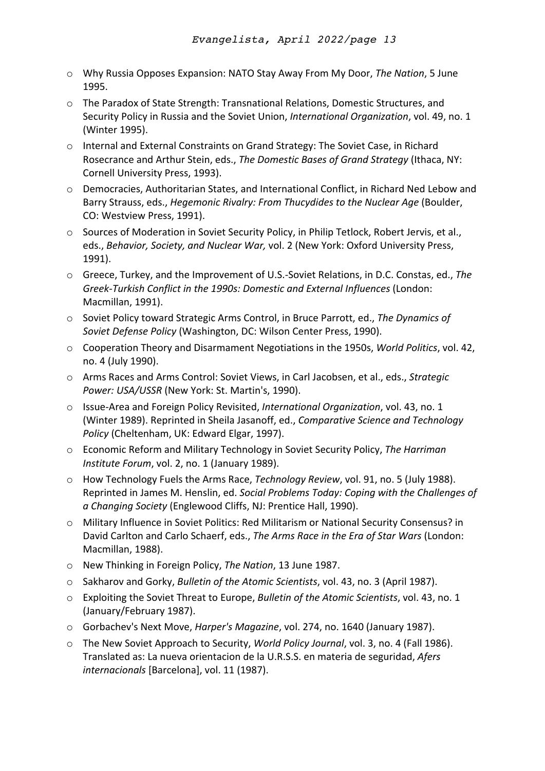- Why Russia Opposes Expansion: NATO Stay Away From My Door, *The Nation*, 5 June 1995.
- The Paradox of State Strength: Transnational Relations, Domestic Structures, and Security Policy in Russia and the Soviet Union, *International Organization*, vol. 49, no. 1 (Winter 1995).
- Internal and External Constraints on Grand Strategy: The Soviet Case, in Richard Rosecrance and Arthur Stein, eds., *The Domestic Bases of Grand Strategy* (Ithaca, NY: Cornell University Press, 1993).
- Democracies, Authoritarian States, and International Conflict, in Richard Ned Lebow and Barry Strauss, eds., *Hegemonic Rivalry: From Thucydides to the Nuclear Age* (Boulder, CO: Westview Press, 1991).
- Sources of Moderation in Soviet Security Policy, in Philip Tetlock, Robert Jervis, et al., eds., *Behavior, Society, and Nuclear War,* vol. 2 (New York: Oxford University Press, 1991).
- Greece, Turkey, and the Improvement of U.S.-Soviet Relations, in D.C. Constas, ed., *The Greek-Turkish Conflict in the 1990s: Domestic and External Influences* (London: Macmillan, 1991).
- Soviet Policy toward Strategic Arms Control, in Bruce Parrott, ed., *The Dynamics of Soviet Defense Policy* (Washington, DC: Wilson Center Press, 1990).
- Cooperation Theory and Disarmament Negotiations in the 1950s, *World Politics*, vol. 42, no. 4 (July 1990).
- Arms Races and Arms Control: Soviet Views, in Carl Jacobsen, et al., eds., *Strategic Power: USA/USSR* (New York: St. Martin's, 1990).
- Issue-Area and Foreign Policy Revisited, *International Organization*, vol. 43, no. 1 (Winter 1989). Reprinted in Sheila Jasanoff, ed., *Comparative Science and Technology Policy* (Cheltenham, UK: Edward Elgar, 1997).
- Economic Reform and Military Technology in Soviet Security Policy, *The Harriman Institute Forum*, vol. 2, no. 1 (January 1989).
- How Technology Fuels the Arms Race, *Technology Review*, vol. 91, no. 5 (July 1988). Reprinted in James M. Henslin, ed. *Social Problems Today: Coping with the Challenges of a Changing Society* (Englewood Cliffs, NJ: Prentice Hall, 1990).
- Military Influence in Soviet Politics: Red Militarism or National Security Consensus? in David Carlton and Carlo Schaerf, eds., *The Arms Race in the Era of Star Wars* (London: Macmillan, 1988).
- New Thinking in Foreign Policy, *The Nation*, 13 June 1987.
- Sakharov and Gorky, *Bulletin of the Atomic Scientists*, vol. 43, no. 3 (April 1987).
- Exploiting the Soviet Threat to Europe, *Bulletin of the Atomic Scientists*, vol. 43, no. 1 (January/February 1987).
- Gorbachev's Next Move, *Harper's Magazine*, vol. 274, no. 1640 (January 1987).
- The New Soviet Approach to Security, *World Policy Journal*, vol. 3, no. 4 (Fall 1986). Translated as: La nueva orientacion de la U.R.S.S. en materia de seguridad, *Afers internacionals* [Barcelona], vol. 11 (1987).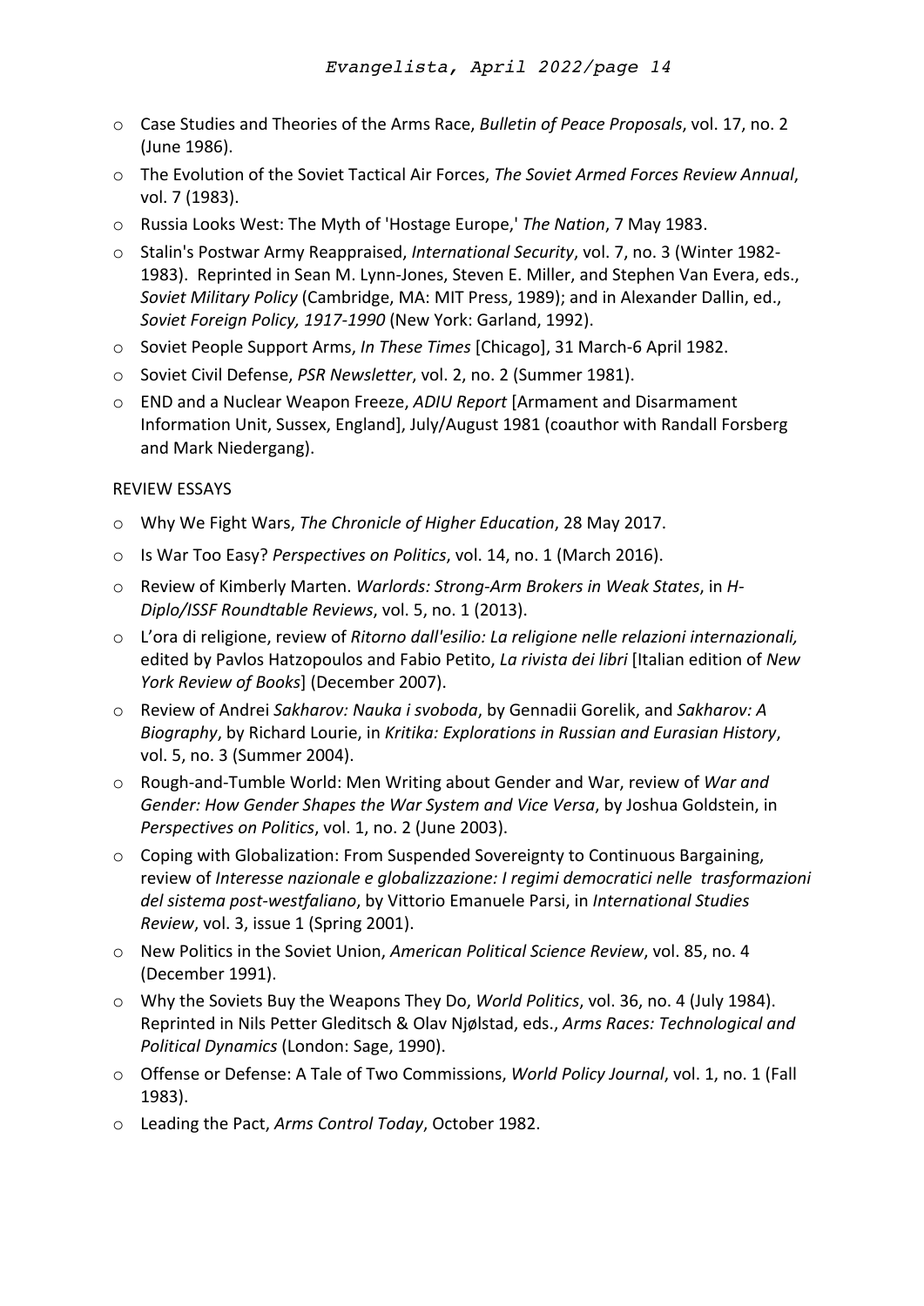- Case Studies and Theories of the Arms Race, *Bulletin of Peace Proposals*, vol. 17, no. 2 (June 1986).
- The Evolution of the Soviet Tactical Air Forces, *The Soviet Armed Forces Review Annual*, vol. 7 (1983).
- Russia Looks West: The Myth of 'Hostage Europe,' *The Nation*, 7 May 1983.
- Stalin's Postwar Army Reappraised, *International Security*, vol. 7, no. 3 (Winter 1982-1983). Reprinted in Sean M. Lynn-Jones, Steven E. Miller, and Stephen Van Evera, eds., *Soviet Military Policy* (Cambridge, MA: MIT Press, 1989); and in Alexander Dallin, ed., *Soviet Foreign Policy, 1917-1990* (New York: Garland, 1992).
- Soviet People Support Arms, *In These Times* [Chicago], 31 March-6 April 1982.
- Soviet Civil Defense, *PSR Newsletter*, vol. 2, no. 2 (Summer 1981).
- END and a Nuclear Weapon Freeze, *ADIU Report* [Armament and Disarmament Information Unit, Sussex, England], July/August 1981 (coauthor with Randall Forsberg and Mark Niedergang).

REVIEW ESSAYS

- Why We Fight Wars, *The Chronicle of Higher Education*, 28 May 2017.
- Is War Too Easy? *Perspectives on Politics*, vol. 14, no. 1 (March 2016).
- Review of Kimberly Marten. *Warlords: Strong-Arm Brokers in Weak States*, in *H-Diplo/ISSF Roundtable Reviews*, vol. 5, no. 1 (2013).
- L'ora di religione, review of *Ritorno dall'esilio: La religione nelle relazioni internazionali,* edited by Pavlos Hatzopoulos and Fabio Petito, *La rivista dei libri* [Italian edition of *New York Review of Books*] (December 2007).
- Review of Andrei *Sakharov: Nauka i svoboda*, by Gennadii Gorelik, and *Sakharov: A Biography*, by Richard Lourie, in *Kritika: Explorations in Russian and Eurasian History*, vol. 5, no. 3 (Summer 2004).
- Rough-and-Tumble World: Men Writing about Gender and War, review of *War and Gender: How Gender Shapes the War System and Vice Versa*, by Joshua Goldstein, in *Perspectives on Politics*, vol. 1, no. 2 (June 2003).
- Coping with Globalization: From Suspended Sovereignty to Continuous Bargaining, review of *Interesse nazionale e globalizzazione: I regimi democratici nelle trasformazioni del sistema post-westfaliano*, by Vittorio Emanuele Parsi, in *International Studies Review*, vol. 3, issue 1 (Spring 2001).
- New Politics in the Soviet Union, *American Political Science Review*, vol. 85, no. 4 (December 1991).
- Why the Soviets Buy the Weapons They Do, *World Politics*, vol. 36, no. 4 (July 1984). Reprinted in Nils Petter Gleditsch & Olav Njølstad, eds., *Arms Races: Technological and Political Dynamics* (London: Sage, 1990).
- Offense or Defense: A Tale of Two Commissions, *World Policy Journal*, vol. 1, no. 1 (Fall 1983).
- Leading the Pact, *Arms Control Today*, October 1982.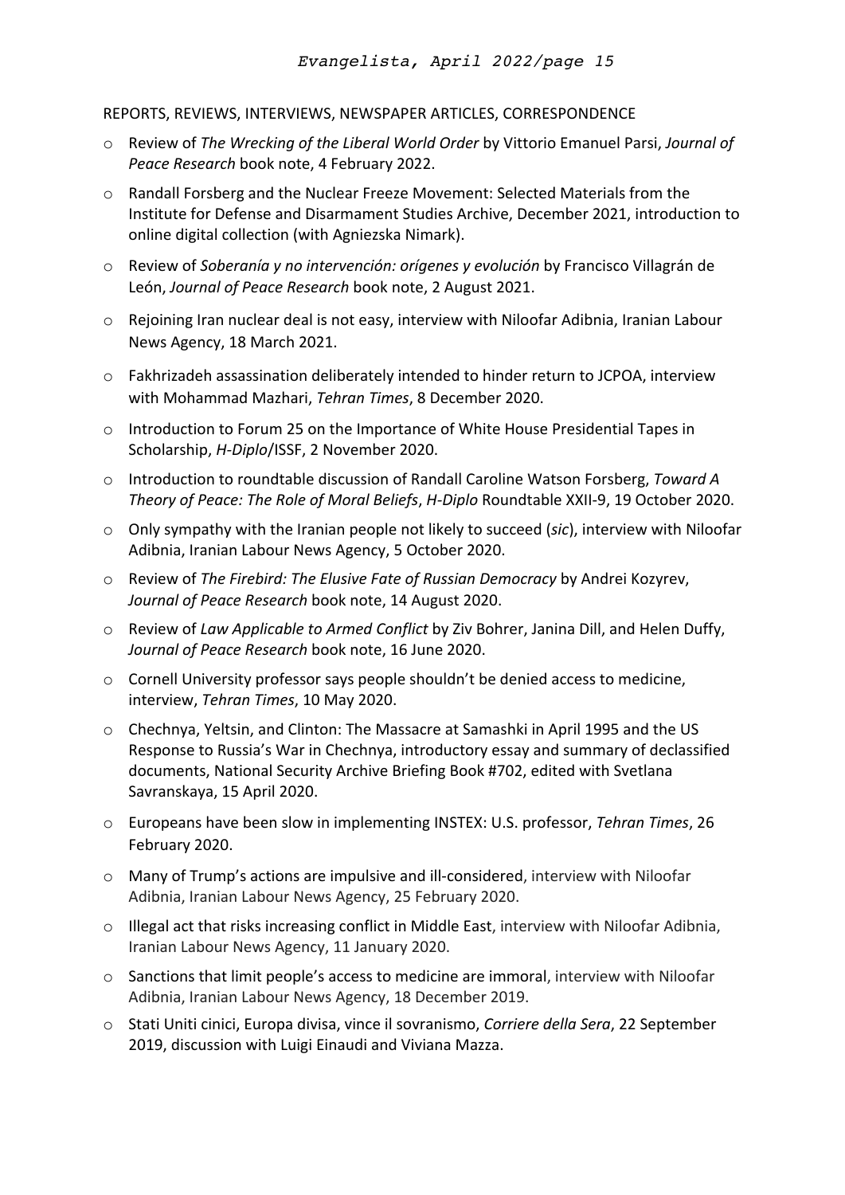REPORTS, REVIEWS, INTERVIEWS, NEWSPAPER ARTICLES, CORRESPONDENCE

- Review of *The Wrecking of the Liberal World Order* by Vittorio Emanuel Parsi, *Journal of Peace Research* book note, 4 February 2022.
- Randall Forsberg and the Nuclear Freeze Movement: Selected Materials from the Institute for Defense and Disarmament Studies Archive, December 2021, introduction to online digital collection (with Agniezska Nimark).
- Review of *Soberanía y no intervención: orígenes y evolución* by Francisco Villagrán de León, *Journal of Peace Research* book note, 2 August 2021.
- Rejoining Iran nuclear deal is not easy, interview with Niloofar Adibnia, Iranian Labour News Agency, 18 March 2021.
- Fakhrizadeh assassination deliberately intended to hinder return to JCPOA, interview with Mohammad Mazhari, *Tehran Times*, 8 December 2020.
- Introduction to Forum 25 on the Importance of White House Presidential Tapes in Scholarship, *H-Diplo*/ISSF, 2 November 2020.
- Introduction to roundtable discussion of Randall Caroline Watson Forsberg, *Toward A Theory of Peace: The Role of Moral Beliefs*, *H-Diplo* Roundtable XXII-9, 19 October 2020.
- Only sympathy with the Iranian people not likely to succeed (*sic*), interview with Niloofar Adibnia, Iranian Labour News Agency, 5 October 2020.
- Review of *The Firebird: The Elusive Fate of Russian Democracy* by Andrei Kozyrev, *Journal of Peace Research* book note, 14 August 2020.
- Review of *Law Applicable to Armed Conflict* by Ziv Bohrer, Janina Dill, and Helen Duffy, *Journal of Peace Research* book note, 16 June 2020.
- Cornell University professor says people shouldn't be denied access to medicine, interview, *Tehran Times*, 10 May 2020.
- Chechnya, Yeltsin, and Clinton: The Massacre at Samashki in April 1995 and the US Response to Russia's War in Chechnya, introductory essay and summary of declassified documents, National Security Archive Briefing Book #702, edited with Svetlana Savranskaya, 15 April 2020.
- Europeans have been slow in implementing INSTEX: U.S. professor, *Tehran Times*, 26 February 2020.
- Many of Trump's actions are impulsive and ill-considered, interview with Niloofar Adibnia, Iranian Labour News Agency, 25 February 2020.
- Illegal act that risks increasing conflict in Middle East, interview with Niloofar Adibnia, Iranian Labour News Agency, 11 January 2020.
- Sanctions that limit people's access to medicine are immoral, interview with Niloofar Adibnia, Iranian Labour News Agency, 18 December 2019.
- Stati Uniti cinici, Europa divisa, vince il sovranismo, *Corriere della Sera*, 22 September 2019, discussion with Luigi Einaudi and Viviana Mazza.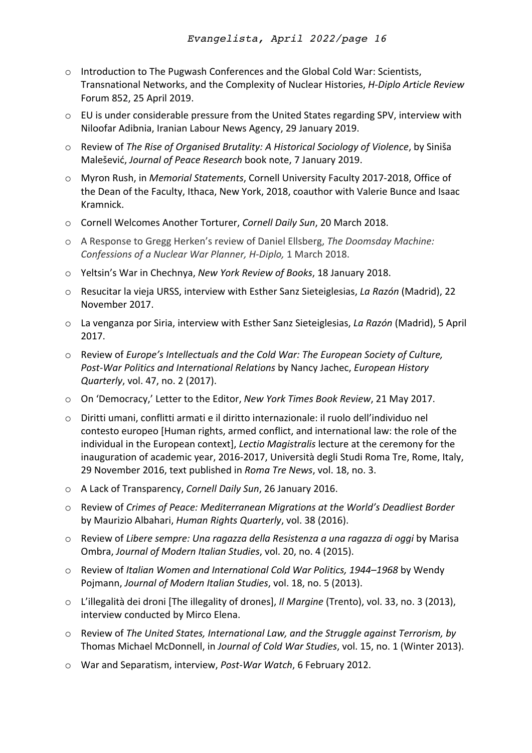- Introduction to The Pugwash Conferences and the Global Cold War: Scientists, Transnational Networks, and the Complexity of Nuclear Histories, *H-Diplo Article Review* Forum 852, 25 April 2019.
- EU is under considerable pressure from the United States regarding SPV, interview with Niloofar Adibnia, Iranian Labour News Agency, 29 January 2019.
- Review of *The Rise of Organised Brutality: A Historical Sociology of Violence*, by Siniša Malešević, *Journal of Peace Research* book note, 7 January 2019.
- Myron Rush, in *Memorial Statements*, Cornell University Faculty 2017-2018, Office of the Dean of the Faculty, Ithaca, New York, 2018, coauthor with Valerie Bunce and Isaac Kramnick.
- Cornell Welcomes Another Torturer, *Cornell Daily Sun*, 20 March 2018.
- A Response to Gregg Herken's review of Daniel Ellsberg, *The Doomsday Machine: Confessions of a Nuclear War Planner, H-Diplo,* 1 March 2018.
- Yeltsin's War in Chechnya, *New York Review of Books*, 18 January 2018.
- Resucitar la vieja URSS, interview with Esther Sanz Sieteiglesias, *La Razón* (Madrid), 22 November 2017.
- La venganza por Siria, interview with Esther Sanz Sieteiglesias, *La Razón* (Madrid), 5 April 2017.
- Review of *Europe's Intellectuals and the Cold War: The European Society of Culture, Post-War Politics and International Relations* by Nancy Jachec, *European History Quarterly*, vol. 47, no. 2 (2017).
- On 'Democracy,' Letter to the Editor, *New York Times Book Review*, 21 May 2017.
- Diritti umani, conflitti armati e il diritto internazionale: il ruolo dell'individuo nel contesto europeo [Human rights, armed conflict, and international law: the role of the individual in the European context], *Lectio Magistralis* lecture at the ceremony for the inauguration of academic year, 2016-2017, Università degli Studi Roma Tre, Rome, Italy, 29 November 2016, text published in *Roma Tre News*, vol. 18, no. 3.
- A Lack of Transparency, *Cornell Daily Sun*, 26 January 2016.
- Review of *Crimes of Peace: Mediterranean Migrations at the World's Deadliest Border* by Maurizio Albahari, *Human Rights Quarterly*, vol. 38 (2016).
- Review of *Libere sempre: Una ragazza della Resistenza a una ragazza di oggi* by Marisa Ombra, *Journal of Modern Italian Studies*, vol. 20, no. 4 (2015).
- Review of *Italian Women and International Cold War Politics, 1944–1968* by Wendy Pojmann, *Journal of Modern Italian Studies*, vol. 18, no. 5 (2013).
- L'illegalità dei droni [The illegality of drones], *Il Margine* (Trento), vol. 33, no. 3 (2013), interview conducted by Mirco Elena.
- Review of *The United States, International Law, and the Struggle against Terrorism, by* Thomas Michael McDonnell, in *Journal of Cold War Studies*, vol. 15, no. 1 (Winter 2013).
- War and Separatism, interview, *Post-War Watch*, 6 February 2012.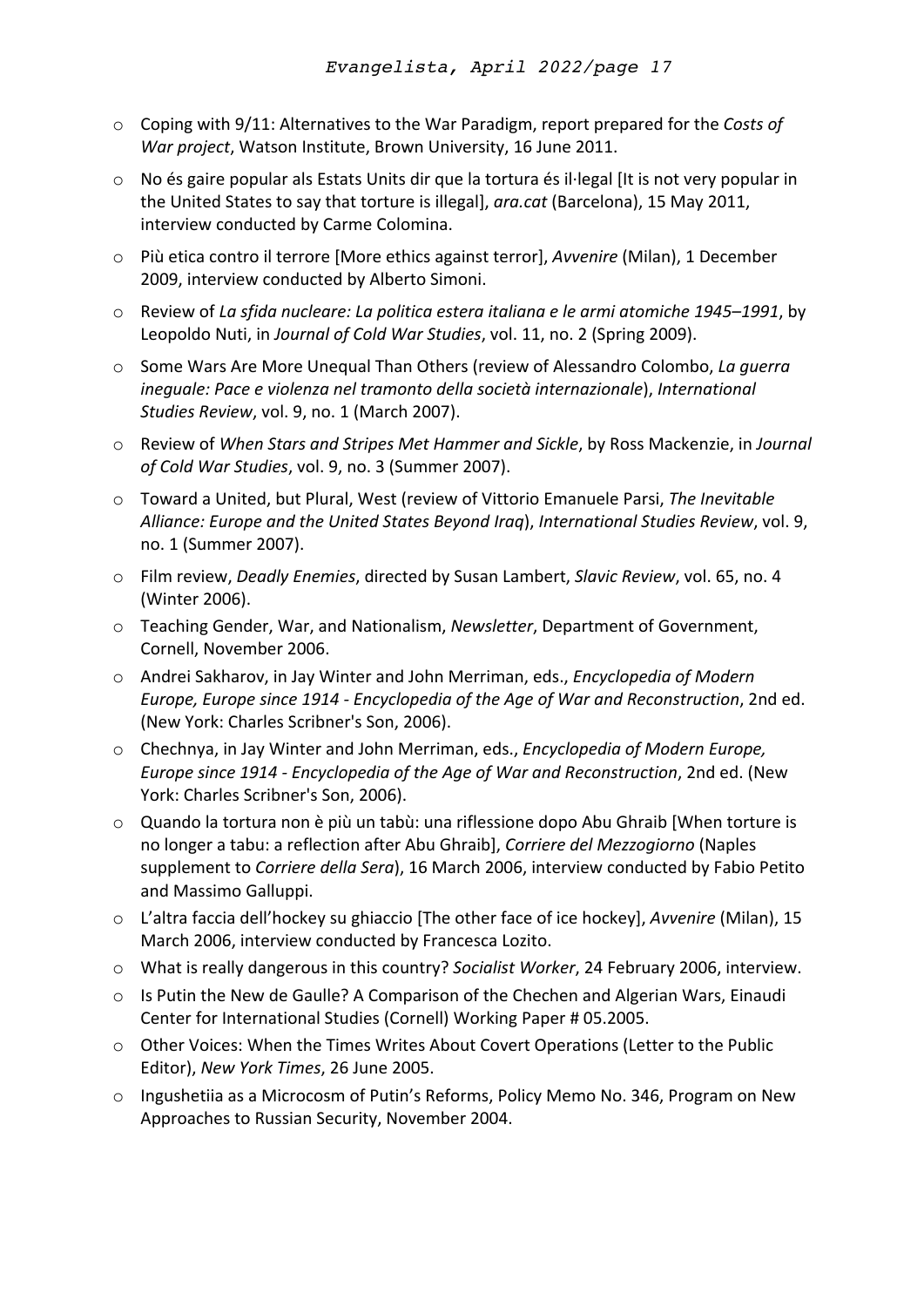- Coping with 9/11: Alternatives to the War Paradigm, report prepared for the *Costs of War project*, Watson Institute, Brown University, 16 June 2011.
- No és gaire popular als Estats Units dir que la tortura és il·legal [It is not very popular in the United States to say that torture is illegal], *ara.cat* (Barcelona), 15 May 2011, interview conducted by Carme Colomina.
- Più etica contro il terrore [More ethics against terror], *Avvenire* (Milan), 1 December 2009, interview conducted by Alberto Simoni.
- Review of *La sfida nucleare: La politica estera italiana e le armi atomiche 1945–1991*, by Leopoldo Nuti, in *Journal of Cold War Studies*, vol. 11, no. 2 (Spring 2009).
- Some Wars Are More Unequal Than Others (review of Alessandro Colombo, *La guerra ineguale: Pace e violenza nel tramonto della società internazionale*), *International Studies Review*, vol. 9, no. 1 (March 2007).
- Review of *When Stars and Stripes Met Hammer and Sickle*, by Ross Mackenzie, in *Journal of Cold War Studies*, vol. 9, no. 3 (Summer 2007).
- Toward a United, but Plural, West (review of Vittorio Emanuele Parsi, *The Inevitable Alliance: Europe and the United States Beyond Iraq*), *International Studies Review*, vol. 9, no. 1 (Summer 2007).
- Film review, *Deadly Enemies*, directed by Susan Lambert, *Slavic Review*, vol. 65, no. 4 (Winter 2006).
- Teaching Gender, War, and Nationalism, *Newsletter*, Department of Government, Cornell, November 2006.
- Andrei Sakharov, in Jay Winter and John Merriman, eds., *Encyclopedia of Modern Europe, Europe since 1914 - Encyclopedia of the Age of War and Reconstruction*, 2nd ed. (New York: Charles Scribner's Son, 2006).
- Chechnya, in Jay Winter and John Merriman, eds., *Encyclopedia of Modern Europe, Europe since 1914 - Encyclopedia of the Age of War and Reconstruction*, 2nd ed. (New York: Charles Scribner's Son, 2006).
- Quando la tortura non è più un tabù: una riflessione dopo Abu Ghraib [When torture is no longer a tabu: a reflection after Abu Ghraib], *Corriere del Mezzogiorno* (Naples supplement to *Corriere della Sera*), 16 March 2006, interview conducted by Fabio Petito and Massimo Galluppi.
- L'altra faccia dell'hockey su ghiaccio [The other face of ice hockey], *Avvenire* (Milan), 15 March 2006, interview conducted by Francesca Lozito.
- What is really dangerous in this country? *Socialist Worker*, 24 February 2006, interview.
- Is Putin the New de Gaulle? A Comparison of the Chechen and Algerian Wars, Einaudi Center for International Studies (Cornell) Working Paper # 05.2005.
- Other Voices: When the Times Writes About Covert Operations (Letter to the Public Editor), *New York Times*, 26 June 2005.
- Ingushetiia as a Microcosm of Putin's Reforms, Policy Memo No. 346, Program on New Approaches to Russian Security, November 2004.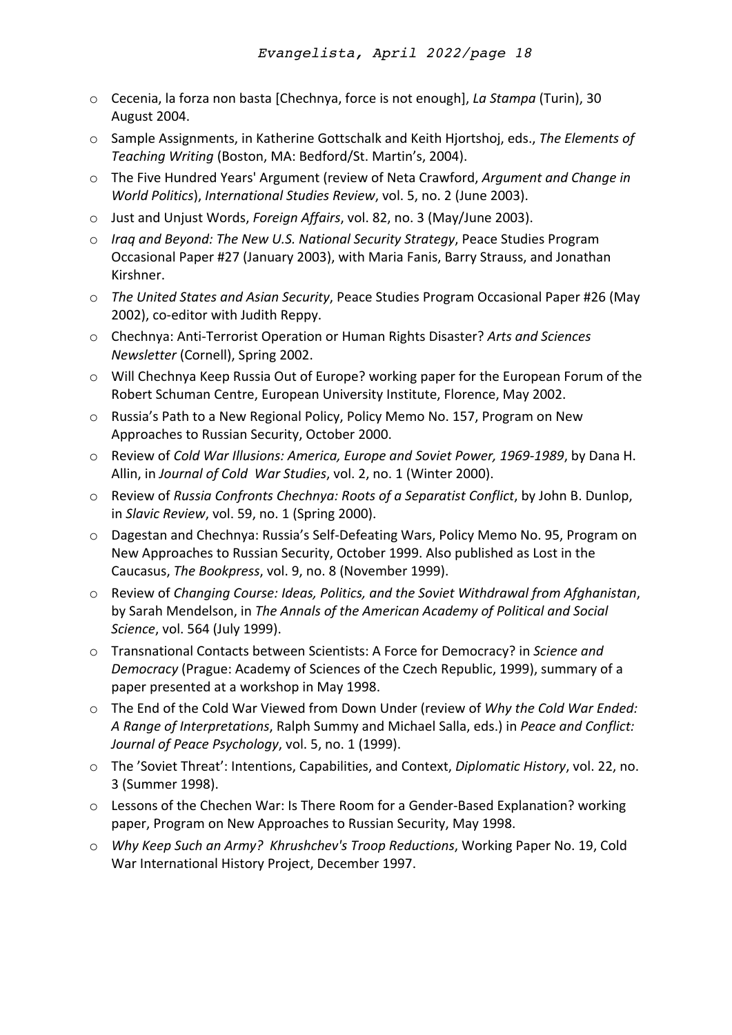- Cecenia, la forza non basta [Chechnya, force is not enough], *La Stampa* (Turin), 30 August 2004.
- Sample Assignments, in Katherine Gottschalk and Keith Hjortshoj, eds., *The Elements of Teaching Writing* (Boston, MA: Bedford/St. Martin's, 2004).
- The Five Hundred Years' Argument (review of Neta Crawford, *Argument and Change in World Politics*), *International Studies Review*, vol. 5, no. 2 (June 2003).
- Just and Unjust Words, *Foreign Affairs*, vol. 82, no. 3 (May/June 2003).
- *Iraq and Beyond: The New U.S. National Security Strategy*, Peace Studies Program Occasional Paper #27 (January 2003), with Maria Fanis, Barry Strauss, and Jonathan Kirshner.
- *The United States and Asian Security*, Peace Studies Program Occasional Paper #26 (May 2002), co-editor with Judith Reppy.
- Chechnya: Anti-Terrorist Operation or Human Rights Disaster? *Arts and Sciences Newsletter* (Cornell), Spring 2002.
- Will Chechnya Keep Russia Out of Europe? working paper for the European Forum of the Robert Schuman Centre, European University Institute, Florence, May 2002.
- Russia's Path to a New Regional Policy, Policy Memo No. 157, Program on New Approaches to Russian Security, October 2000.
- Review of *Cold War Illusions: America, Europe and Soviet Power, 1969-1989*, by Dana H. Allin, in *Journal of Cold War Studies*, vol. 2, no. 1 (Winter 2000).
- Review of *Russia Confronts Chechnya: Roots of a Separatist Conflict*, by John B. Dunlop, in *Slavic Review*, vol. 59, no. 1 (Spring 2000).
- Dagestan and Chechnya: Russia's Self-Defeating Wars, Policy Memo No. 95, Program on New Approaches to Russian Security, October 1999. Also published as Lost in the Caucasus, *The Bookpress*, vol. 9, no. 8 (November 1999).
- Review of *Changing Course: Ideas, Politics, and the Soviet Withdrawal from Afghanistan*, by Sarah Mendelson, in *The Annals of the American Academy of Political and Social Science*, vol. 564 (July 1999).
- Transnational Contacts between Scientists: A Force for Democracy? in *Science and Democracy* (Prague: Academy of Sciences of the Czech Republic, 1999), summary of a paper presented at a workshop in May 1998.
- The End of the Cold War Viewed from Down Under (review of *Why the Cold War Ended: A Range of Interpretations*, Ralph Summy and Michael Salla, eds.) in *Peace and Conflict: Journal of Peace Psychology*, vol. 5, no. 1 (1999).
- The 'Soviet Threat': Intentions, Capabilities, and Context, *Diplomatic History*, vol. 22, no. 3 (Summer 1998).
- Lessons of the Chechen War: Is There Room for a Gender-Based Explanation? working paper, Program on New Approaches to Russian Security, May 1998.
- *Why Keep Such an Army? Khrushchev's Troop Reductions*, Working Paper No. 19, Cold War International History Project, December 1997.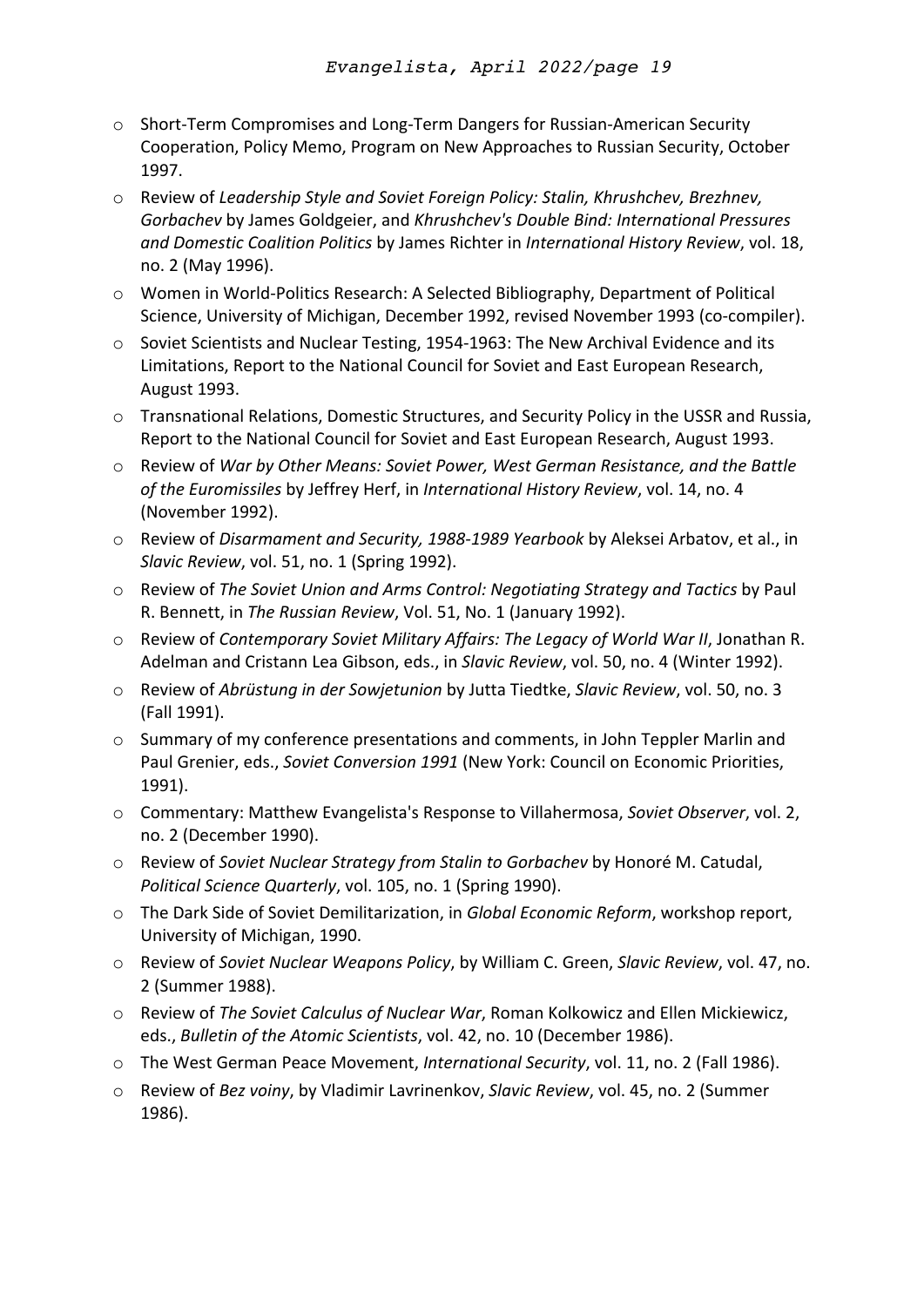- Short-Term Compromises and Long-Term Dangers for Russian-American Security Cooperation, Policy Memo, Program on New Approaches to Russian Security, October 1997.
- Review of *Leadership Style and Soviet Foreign Policy: Stalin, Khrushchev, Brezhnev, Gorbachev* by James Goldgeier, and *Khrushchev's Double Bind: International Pressures and Domestic Coalition Politics* by James Richter in *International History Review*, vol. 18, no. 2 (May 1996).
- Women in World-Politics Research: A Selected Bibliography, Department of Political Science, University of Michigan, December 1992, revised November 1993 (co-compiler).
- Soviet Scientists and Nuclear Testing, 1954-1963: The New Archival Evidence and its Limitations, Report to the National Council for Soviet and East European Research, August 1993.
- Transnational Relations, Domestic Structures, and Security Policy in the USSR and Russia, Report to the National Council for Soviet and East European Research, August 1993.
- Review of *War by Other Means: Soviet Power, West German Resistance, and the Battle of the Euromissiles* by Jeffrey Herf, in *International History Review*, vol. 14, no. 4 (November 1992).
- Review of *Disarmament and Security, 1988-1989 Yearbook* by Aleksei Arbatov, et al., in *Slavic Review*, vol. 51, no. 1 (Spring 1992).
- Review of *The Soviet Union and Arms Control: Negotiating Strategy and Tactics* by Paul R. Bennett, in *The Russian Review*, Vol. 51, No. 1 (January 1992).
- Review of *Contemporary Soviet Military Affairs: The Legacy of World War II*, Jonathan R. Adelman and Cristann Lea Gibson, eds., in *Slavic Review*, vol. 50, no. 4 (Winter 1992).
- Review of *Abrüstung in der Sowjetunion* by Jutta Tiedtke, *Slavic Review*, vol. 50, no. 3 (Fall 1991).
- Summary of my conference presentations and comments, in John Teppler Marlin and Paul Grenier, eds., *Soviet Conversion 1991* (New York: Council on Economic Priorities, 1991).
- Commentary: Matthew Evangelista's Response to Villahermosa, *Soviet Observer*, vol. 2, no. 2 (December 1990).
- Review of *Soviet Nuclear Strategy from Stalin to Gorbachev* by Honoré M. Catudal, *Political Science Quarterly*, vol. 105, no. 1 (Spring 1990).
- The Dark Side of Soviet Demilitarization, in *Global Economic Reform*, workshop report, University of Michigan, 1990.
- Review of *Soviet Nuclear Weapons Policy*, by William C. Green, *Slavic Review*, vol. 47, no. 2 (Summer 1988).
- Review of *The Soviet Calculus of Nuclear War*, Roman Kolkowicz and Ellen Mickiewicz, eds., *Bulletin of the Atomic Scientists*, vol. 42, no. 10 (December 1986).
- The West German Peace Movement, *International Security*, vol. 11, no. 2 (Fall 1986).
- Review of *Bez voiny*, by Vladimir Lavrinenkov, *Slavic Review*, vol. 45, no. 2 (Summer 1986).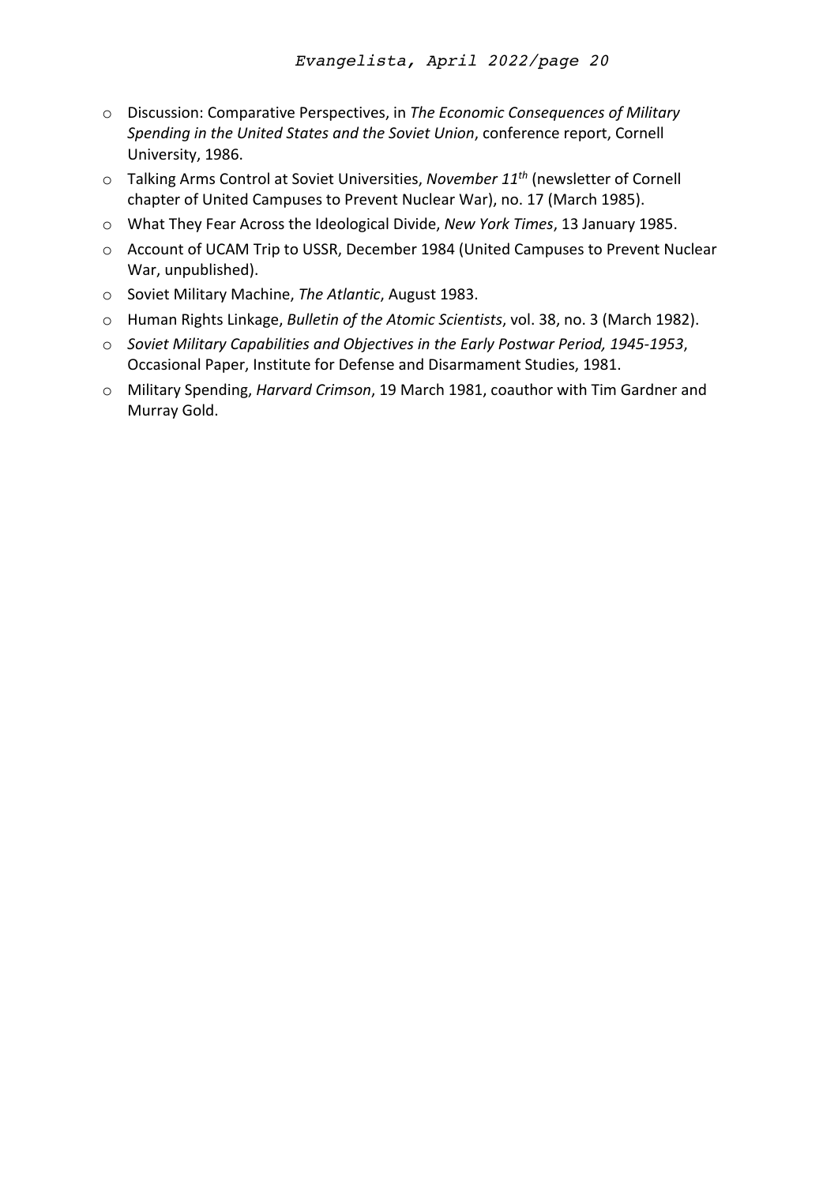- Discussion: Comparative Perspectives, in *The Economic Consequences of Military Spending in the United States and the Soviet Union*, conference report, Cornell University, 1986.
- Talking Arms Control at Soviet Universities, *November 11th* (newsletter of Cornell chapter of United Campuses to Prevent Nuclear War), no. 17 (March 1985).
- What They Fear Across the Ideological Divide, *New York Times*, 13 January 1985.
- Account of UCAM Trip to USSR, December 1984 (United Campuses to Prevent Nuclear War, unpublished).
- Soviet Military Machine, *The Atlantic*, August 1983.
- Human Rights Linkage, *Bulletin of the Atomic Scientists*, vol. 38, no. 3 (March 1982).
- *Soviet Military Capabilities and Objectives in the Early Postwar Period, 1945-1953*, Occasional Paper, Institute for Defense and Disarmament Studies, 1981.
- Military Spending, *Harvard Crimson*, 19 March 1981, coauthor with Tim Gardner and Murray Gold.